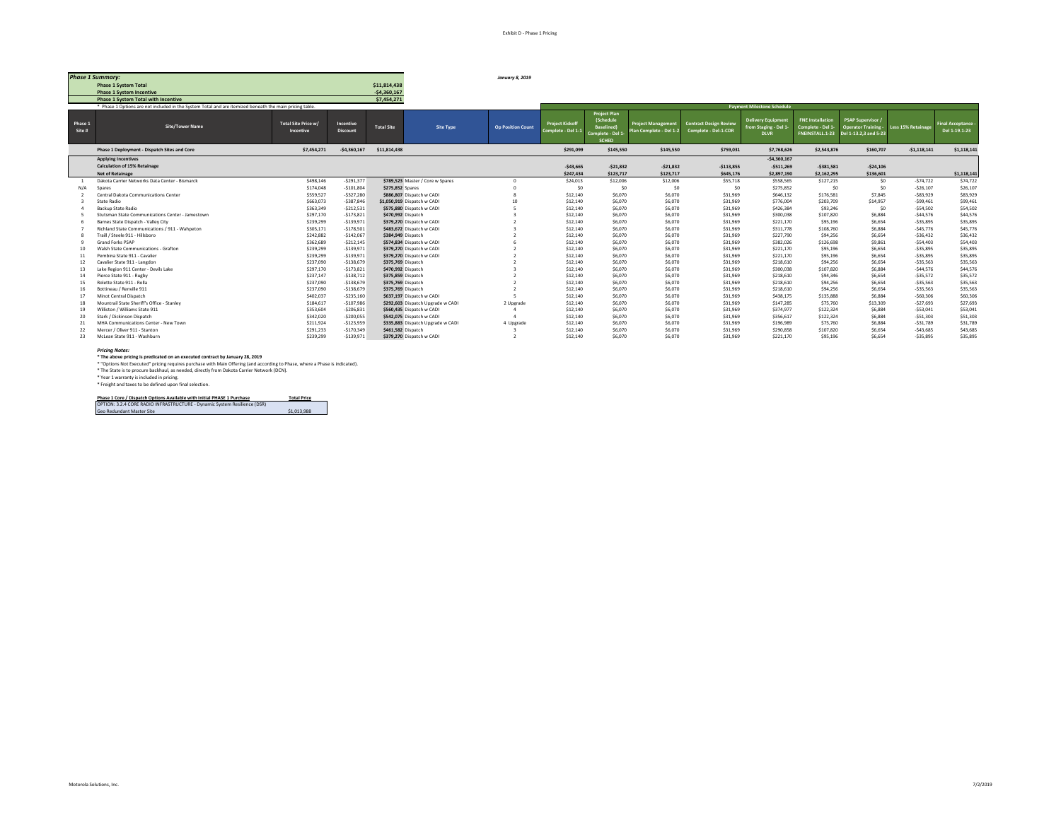Exhibit D - Phase 1 Pricing

***Phase 1 Summary:***

*January 8, 2019*

| | | |
|---|---|---|
| **Phase 1 System Total** | | $11,814,438 |
| **Phase 1 System Incentive** | | -$4,360,167 |
| **Phase 1 System Total with Incentive** | | $7,454,271 |

\* Phase 1 Options are not included in the System Total and are itemized beneath the main pricing table.

| | | | | | | | Payment Milestone Schedule | | | | | | | | |
|---|---|---|---|---|---|---|---|---|---|---|---|---|---|---|---|
| Phase 1 Site # | Site/Tower Name | Total Site Price w/ Incentive | Incentive Discount | Total Site | Site Type | Op Position Count | Project Kickoff Complete - Del 1-1 | Project Plan (Schedule Baselined) Complete - Del 1-SCHED | Project Management Plan Complete - Del 1-2 | Contract Design Review Complete - Del-1-CDR | Delivery Equipment from Staging - Del 1-DLVR | FNE Installation Complete - Del 1-FNEINSTALL.1-23 | PSAP Supervisor / Operator Training - Del 1-13.2,3 and 5-23 | Less 15% Retainage | Final Acceptance - Del 1-19.1-23 |
| | **Phase 1 Deployment - Dispatch Sites and Core** | $7,454,271 | -$4,360,167 | $11,814,438 | | | $291,099 | $145,550 | $145,550 | $759,031 | $7,768,626 | $2,543,876 | $160,707 | -$1,118,141 | $1,118,141 |
| | **Applying Incentives** | | | | | | | | | | -$4,360,167 | | | | |
| | **Calculation of 15% Retainage** | | | | | | -$43,665 | -$21,832 | -$21,832 | -$113,855 | -$511,269 | -$381,581 | -$24,106 | | |
| | **Net of Retainage** | | | | | | $247,434 | $123,717 | $123,717 | $645,176 | $2,897,190 | $2,162,295 | $136,601 | | $1,118,141 |
| 1 | Dakota Carrier Networks Data Center - Bismarck | $498,146 | -$291,377 | $789,523 | Master / Core w Spares | 0 | $24,013 | $12,006 | $12,006 | $55,718 | $558,565 | $127,215 | $0 | -$74,722 | $74,722 |
| N/A | Spares | $174,048 | -$101,804 | $275,852 | Spares | 0 | $0 | $0 | $0 | $0 | $275,852 | $0 | $0 | -$26,107 | $26,107 |
| 2 | Central Dakota Communications Center | $559,527 | -$327,280 | $886,807 | Dispatch w CADI | 8 | $12,140 | $6,070 | $6,070 | $31,969 | $646,132 | $176,581 | $7,845 | -$83,929 | $83,929 |
| 3 | State Radio | $663,073 | -$387,846 | $1,050,919 | Dispatch w CADI | 10 | $12,140 | $6,070 | $6,070 | $31,969 | $776,004 | $203,709 | $14,957 | -$99,461 | $99,461 |
| 4 | Backup State Radio | $363,349 | -$212,531 | $575,880 | Dispatch w CADI | 5 | $12,140 | $6,070 | $6,070 | $31,969 | $426,384 | $93,246 | $0 | -$54,502 | $54,502 |
| 5 | Stutsman State Communications Center - Jamestown | $297,170 | -$173,821 | $470,992 | Dispatch | 3 | $12,140 | $6,070 | $6,070 | $31,969 | $300,038 | $107,820 | $6,884 | -$44,576 | $44,576 |
| 6 | Barnes State Dispatch - Valley City | $239,299 | -$139,971 | $379,270 | Dispatch w CADI | 2 | $12,140 | $6,070 | $6,070 | $31,969 | $221,170 | $95,196 | $6,654 | -$35,895 | $35,895 |
| 7 | Richland State Communications / 911 - Wahpeton | $305,171 | -$178,501 | $483,672 | Dispatch w CADI | 3 | $12,140 | $6,070 | $6,070 | $31,969 | $311,778 | $108,760 | $6,884 | -$45,776 | $45,776 |
| 8 | Traill / Steele 911 - Hillsboro | $242,882 | -$142,067 | $384,949 | Dispatch | 2 | $12,140 | $6,070 | $6,070 | $31,969 | $227,790 | $94,256 | $6,654 | -$36,432 | $36,432 |
| 9 | Grand Forks PSAP | $362,689 | -$212,145 | $574,834 | Dispatch w CADI | 6 | $12,140 | $6,070 | $6,070 | $31,969 | $382,026 | $126,698 | $9,861 | -$54,403 | $54,403 |
| 10 | Walsh State Communications - Grafton | $239,299 | -$139,971 | $379,270 | Dispatch w CADI | 2 | $12,140 | $6,070 | $6,070 | $31,969 | $221,170 | $95,196 | $6,654 | -$35,895 | $35,895 |
| 11 | Pembina State 911 - Cavalier | $239,299 | -$139,971 | $379,270 | Dispatch w CADI | 2 | $12,140 | $6,070 | $6,070 | $31,969 | $221,170 | $95,196 | $6,654 | -$35,895 | $35,895 |
| 12 | Cavalier State 911 - Langdon | $237,090 | -$138,679 | $375,769 | Dispatch | 2 | $12,140 | $6,070 | $6,070 | $31,969 | $218,610 | $94,256 | $6,654 | -$35,563 | $35,563 |
| 13 | Lake Region 911 Center - Devils Lake | $297,170 | -$173,821 | $470,992 | Dispatch | 3 | $12,140 | $6,070 | $6,070 | $31,969 | $300,038 | $107,820 | $6,884 | -$44,576 | $44,576 |
| 14 | Pierce State 911 - Rugby | $237,147 | -$138,712 | $375,859 | Dispatch | 2 | $12,140 | $6,070 | $6,070 | $31,969 | $218,610 | $94,346 | $6,654 | -$35,572 | $35,572 |
| 15 | Rolette State 911 - Rolla | $237,090 | -$138,679 | $375,769 | Dispatch | 2 | $12,140 | $6,070 | $6,070 | $31,969 | $218,610 | $94,256 | $6,654 | -$35,563 | $35,563 |
| 16 | Bottineau / Renville 911 | $237,090 | -$138,679 | $375,769 | Dispatch | 2 | $12,140 | $6,070 | $6,070 | $31,969 | $218,610 | $94,256 | $6,654 | -$35,563 | $35,563 |
| 17 | Minot Central Dispatch | $402,037 | -$235,160 | $637,197 | Dispatch w CADI | 5 | $12,140 | $6,070 | $6,070 | $31,969 | $438,175 | $135,888 | $6,884 | -$60,306 | $60,306 |
| 18 | Mountrail State Sheriff's Office - Stanley | $184,617 | -$107,986 | $292,603 | Dispatch Upgrade w CADI | 2 Upgrade | $12,140 | $6,070 | $6,070 | $31,969 | $147,285 | $75,760 | $13,309 | -$27,693 | $27,693 |
| 19 | Williston / Williams State 911 | $353,604 | -$206,831 | $560,435 | Dispatch w CADI | 4 | $12,140 | $6,070 | $6,070 | $31,969 | $374,977 | $122,324 | $6,884 | -$53,041 | $53,041 |
| 20 | Stark / Dickinson Dispatch | $342,020 | -$200,055 | $542,075 | Dispatch w CADI | 4 | $12,140 | $6,070 | $6,070 | $31,969 | $356,617 | $122,324 | $6,884 | -$51,303 | $51,303 |
| 21 | MHA Communications Center - New Town | $211,924 | -$123,959 | $335,883 | Dispatch Upgrade w CADI | 4 Upgrade | $12,140 | $6,070 | $6,070 | $31,969 | $196,989 | $75,760 | $6,884 | -$31,789 | $31,789 |
| 22 | Mercer / Oliver 911 - Stanton | $291,233 | -$170,349 | $461,582 | Dispatch | 3 | $12,140 | $6,070 | $6,070 | $31,969 | $290,858 | $107,820 | $6,654 | -$43,685 | $43,685 |
| 23 | McLean State 911 - Washburn | $239,299 | -$139,971 | $379,270 | Dispatch w CADI | 2 | $12,140 | $6,070 | $6,070 | $31,969 | $221,170 | $95,196 | $6,654 | -$35,895 | $35,895 |

***Pricing Notes:***

**\* The above pricing is predicated on an executed contract by January 28, 2019**

\* "Options Not Executed" pricing requires purchase with Main Offering (and according to Phase, where a Phase is indicated).

\* The State is to procure backhaul, as needed, directly from Dakota Carrier Network (DCN).

\* Year 1 warranty is included in pricing.

\* Freight and taxes to be defined upon final selection.

| Phase 1 Core / Dispatch Options Available with Initial PHASE 1 Purchase | Total Price |
|---|---|
| OPTION: 3.2.4 CORE RADIO INFRASTRUCTURE - Dynamic System Resilience (DSR) | |
| Geo Redundant Master Site | $1,013,988 |

Motorola Solutions, Inc.

7/2/2019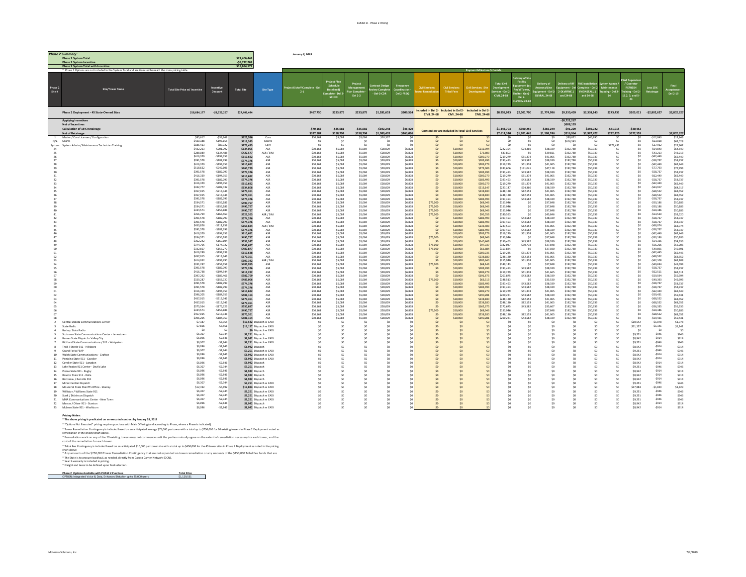## Phase 2 Summary:

| | |
|---|---|
| **Phase 2 System Total** | **$27,406,444** |
| **Phase 2 System Incentive** | **-$8,722,267** |
| **Phase 2 System Total with Incentive** | **$18,684,177** |

* Phase 2 Options are not included in the System Total and are itemized beneath the main pricing table.

January 8, 2019

| Phase 2 Site # | Site/Tower Name | Total Site Price w/ Incentive | Incentive Discount | Total Site | Site Type | Project Kickoff Complete - Del 2-1 | Project Plan (Schedule Baselined) Complete - Del 2-SCHED | Project Management Plan Complete - Del 2-2 | Contract Design Review Complete - Del 2-CDR | Frequency Coordination - Del 2-FREQ | Civil Services: Tower Remediation | Civil Services: Tribal Fees | Civil Services: Site Development | Total Civil Development Services - Del 2-CIVIL.24-68 | Delivery of Site Facility Equipment (as Req'd Tower, Shelter, Gen) Del 2-DLVRCIV.24-68 | Delivery of Antenna/Line Equipment - Del 2-DLVRAL.24-68 | Delivery of RF Equipment - Del 2-DLVRFNE.1 and 24-68 | FNE Installation Complete - Del 2-FNEINSTALL.1 and 24-68 | System Admin / Maintenance Training - Del 2-14 | PSAP Supervisor / Operator REFRESH Training - Del 2-13.2, 3, and 5-23 | Less 15% Retainage | Final Acceptance - Del 2-19 |
|---|---|---|---|---|---|---|---|---|---|---|---|---|---|---|---|---|---|---|---|---|---|---|
| | **Phase 2 Deployment - 45 State-Owned Sites** | $18,684,177 | -$8,722,267 | $27,406,444 | | $467,750 | $233,875 | $233,875 | $1,281,653 | $309,524 | Included in Del 2-CIVIL.24-68 | Included in Del 2-CIVIL.24-68 | Included in Del 2-CIVIL.24-68 | $8,958,023 | $2,001,700 | $1,774,996 | $9,330,459 | $2,338,143 | $273,435 | $203,011 | -$2,802,627 | $2,802,627 |
| | **Applying Incentives** | | | | | | | | | | | | | | | | -$8,722,267 | | | | | |
| | **Net of Incentives** | | | | | | | | | | | | | | | | $608,193 | | | | | |
| | **Calculation of 15% Retainage** | | | | | -$70,162 | -$35,081 | -$35,081 | -$192,248 | -$46,429 | Costs Below are Included in Total Civil Services | | | -$1,343,703 | -$300,255 | -$266,249 | -$91,229 | -$350,722 | -$41,015 | -$30,452 | | |
| | **Net of Retainage** | | | | | $397,587 | $198,794 | $198,794 | $1,089,405 | $263,096 | | | | $7,614,320 | $1,701,445 | $1,508,746 | $516,964 | $1,987,422 | $232,420 | $172,559 | | $2,802,627 |
| 1 | Master / Core Licenses / Configuration | $85,617 | -$39,968 | $125,586 | Core | $30,168 | $5,084 | $5,084 | $20,337 | $0 | $0 | $0 | $0 | $0 | $0 | $0 | $39,022 | $45,890 | $0 | $0 | -$12,843 | $12,843 |
| N/A | Spares | $420,188 | -$196,155 | $616,343 | Spares | $0 | $0 | $0 | $0 | $0 | $0 | $0 | $0 | $0 | $0 | $0 | $616,343 | $0 | $0 | $0 | -$63,028 | $63,028 |
| System | System Admin / Maintenance Technician Training | $186,413 | -$87,022 | $273,435 | Core | $0 | $0 | $0 | $0 | $0 | $0 | $0 | $0 | $0 | $0 | $0 | $0 | $0 | $273,435 | $0 | -$27,962 | $27,962 |
| 24 | | $432,263 | -$201,792 | $634,055 | ASR | $30,168 | $5,084 | $5,084 | $28,029 | $6,878 | $0 | $10,000 | $212,394 | $222,394 | $74,360 | $38,339 | $192,780 | $50,939 | $0 | $0 | -$64,840 | $64,840 |
| 25 | | $288,089 | -$134,488 | $422,577 | ASR / SIM | $30,168 | $5,084 | $5,084 | $28,029 | $6,878 | $0 | $10,000 | $73,803 | $83,803 | $0 | $39,811 | $192,780 | $50,939 | $0 | $0 | -$43,213 | $43,213 |
| 26 | | $416,329 | -$194,353 | $610,682 | ASR | $30,168 | $5,084 | $5,084 | $28,029 | $6,878 | $0 | $10,000 | $209,279 | $219,279 | $51,374 | $41,065 | $192,780 | $50,939 | $0 | $0 | -$62,449 | $62,449 |
| 27 | | $391,578 | -$182,799 | $574,376 | ASR | $30,168 | $5,084 | $5,084 | $28,029 | $6,878 | $0 | $10,000 | $183,493 | $193,493 | $43,582 | $38,339 | $192,780 | $50,939 | $0 | $0 | -$58,737 | $58,737 |
| 28 | | $416,329 | -$194,353 | $610,682 | ASR | $30,168 | $5,084 | $5,084 | $28,029 | $6,878 | $0 | $10,000 | $209,279 | $219,279 | $51,374 | $41,065 | $192,780 | $50,939 | $0 | $0 | -$62,449 | $62,449 |
| 29 | | $518,622 | -$242,106 | $760,729 | ASR | $30,168 | $5,084 | $5,084 | $28,029 | $6,878 | $0 | $10,000 | $273,606 | $283,606 | $131,041 | $47,118 | $192,780 | $50,939 | $0 | $0 | -$77,793 | $77,793 |
| 30 | | $391,578 | -$182,799 | $574,376 | ASR | $30,168 | $5,084 | $5,084 | $28,029 | $6,878 | $0 | $10,000 | $183,493 | $193,493 | $43,582 | $38,339 | $192,780 | $50,939 | $0 | $0 | -$58,737 | $58,737 |
| 31 | | $416,329 | -$194,353 | $610,682 | ASR | $30,168 | $5,084 | $5,084 | $28,029 | $6,878 | $0 | $10,000 | $209,279 | $219,279 | $51,374 | $41,065 | $192,780 | $50,939 | $0 | $0 | -$62,449 | $62,449 |
| 32 | | $391,578 | -$182,799 | $574,376 | ASR | $30,168 | $5,084 | $5,084 | $28,029 | $6,878 | $0 | $10,000 | $183,493 | $193,493 | $43,582 | $38,339 | $192,780 | $50,939 | $0 | $0 | -$58,737 | $58,737 |
| 33 | | $416,329 | -$194,353 | $610,682 | ASR | $30,168 | $5,084 | $5,084 | $28,029 | $6,878 | $0 | $10,000 | $209,279 | $219,279 | $51,374 | $41,065 | $192,780 | $50,939 | $0 | $0 | -$62,449 | $62,449 |
| 34 | | $432,777 | -$202,032 | $634,808 | ASR | $30,168 | $5,084 | $5,084 | $28,029 | $6,878 | $0 | $10,000 | $213,147 | $223,147 | $74,360 | $38,339 | $192,780 | $50,939 | $0 | $0 | -$64,917 | $64,917 |
| 35 | | $457,015 | -$213,346 | $670,361 | ASR | $30,168 | $5,084 | $5,084 | $28,029 | $6,878 | $0 | $10,000 | $238,180 | $248,180 | $82,153 | $41,065 | $192,780 | $50,939 | $0 | $0 | -$68,552 | $68,552 |
| 36 | | $457,015 | -$213,346 | $670,361 | ASR | $30,168 | $5,084 | $5,084 | $28,029 | $6,878 | $0 | $10,000 | $238,180 | $248,180 | $82,153 | $41,065 | $192,780 | $50,939 | $0 | $0 | -$68,552 | $68,552 |
| 37 | | $391,578 | -$182,799 | $574,376 | ASR | $30,168 | $5,084 | $5,084 | $28,029 | $6,878 | $0 | $10,000 | $183,493 | $193,493 | $43,582 | $38,339 | $192,780 | $50,939 | $0 | $0 | -$58,737 | $58,737 |
| 38 | | $334,571 | -$156,186 | $490,757 | ASR | $30,168 | $5,084 | $5,084 | $28,029 | $6,878 | $75,000 | $10,000 | $68,946 | $153,946 | $0 | $37,848 | $192,780 | $50,939 | $0 | $0 | -$50,186 | $50,186 |
| 39 | | $334,571 | -$156,186 | $490,757 | ASR | $30,168 | $5,084 | $5,084 | $28,029 | $6,878 | $75,000 | $10,000 | $68,946 | $153,946 | $0 | $37,848 | $192,780 | $50,939 | $0 | $0 | -$50,186 | $50,186 |
| 40 | | $334,571 | -$156,186 | $490,757 | ASR | $30,168 | $5,084 | $5,084 | $28,029 | $6,878 | $75,000 | $10,000 | $68,946 | $153,946 | $0 | $37,848 | $192,780 | $50,939 | $0 | $0 | -$50,186 | $50,186 |
| 41 | | $356,799 | -$166,563 | $523,363 | ASR / SIM | $30,168 | $5,084 | $5,084 | $28,029 | $6,878 | $75,000 | $10,000 | $95,553 | $180,553 | $0 | $43,846 | $192,780 | $50,939 | $0 | $0 | -$53,520 | $53,520 |
| 42 | | $391,578 | -$182,799 | $574,376 | ASR | $30,168 | $5,084 | $5,084 | $28,029 | $6,878 | $0 | $10,000 | $183,493 | $193,493 | $43,582 | $38,339 | $192,780 | $50,939 | $0 | $0 | -$58,737 | $58,737 |
| 43 | | $391,578 | -$182,799 | $574,376 | ASR | $30,168 | $5,084 | $5,084 | $28,029 | $6,878 | $0 | $10,000 | $183,493 | $193,493 | $43,582 | $38,339 | $192,780 | $50,939 | $0 | $0 | -$58,737 | $58,737 |
| 44 | | $453,826 | -$211,858 | $665,684 | ASR / SIM | $30,168 | $5,084 | $5,084 | $28,029 | $6,878 | $0 | $10,000 | $233,503 | $243,503 | $82,153 | $41,065 | $192,780 | $50,939 | $0 | $0 | -$68,074 | $68,074 |
| 45 | | $391,578 | -$182,799 | $574,376 | ASR | $30,168 | $5,084 | $5,084 | $28,029 | $6,878 | $0 | $10,000 | $183,493 | $193,493 | $43,582 | $38,339 | $192,780 | $50,939 | $0 | $0 | -$58,737 | $58,737 |
| 46 | | $416,329 | -$194,353 | $610,682 | ASR | $30,168 | $5,084 | $5,084 | $28,029 | $6,878 | $0 | $10,000 | $209,279 | $219,279 | $51,374 | $41,065 | $192,780 | $50,939 | $0 | $0 | -$62,449 | $62,449 |
| 47 | | $334,571 | -$156,186 | $490,757 | ASR | $30,168 | $5,084 | $5,084 | $28,029 | $6,878 | $75,000 | $10,000 | $68,946 | $153,946 | $0 | $37,848 | $192,780 | $50,939 | $0 | $0 | -$50,186 | $50,186 |
| 48 | | $362,242 | -$169,104 | $531,347 | ASR | $30,168 | $5,084 | $5,084 | $28,029 | $6,878 | $0 | $10,000 | $140,463 | $150,463 | $43,582 | $38,339 | $192,780 | $50,939 | $0 | $0 | -$54,336 | $54,336 |
| 49 | | $374,705 | -$174,922 | $549,627 | ASR | $30,168 | $5,084 | $5,084 | $28,029 | $6,878 | $75,000 | $10,000 | $97,037 | $182,037 | $30,778 | $37,848 | $192,780 | $50,939 | $0 | $0 | -$56,206 | $56,206 |
| 50 | | $332,607 | -$155,270 | $487,877 | ASR | $30,168 | $5,084 | $5,084 | $28,029 | $6,878 | $75,000 | $10,000 | $66,884 | $151,884 | $0 | $37,030 | $192,780 | $50,939 | $0 | $0 | -$49,891 | $49,891 |
| 51 | | $416,299 | -$194,339 | $610,638 | ASR | $30,168 | $5,084 | $5,084 | $28,029 | $6,878 | $0 | $10,000 | $209,235 | $219,235 | $51,374 | $41,065 | $192,780 | $50,939 | $0 | $0 | -$62,445 | $62,445 |
| 52 | | $457,015 | -$213,346 | $670,361 | ASR | $30,168 | $5,084 | $5,084 | $28,029 | $6,878 | $0 | $10,000 | $238,180 | $248,180 | $82,153 | $41,065 | $192,780 | $50,939 | $0 | $0 | -$68,552 | $68,552 |
| 53 | | $414,052 | -$193,290 | $607,342 | ASR / SIM | $30,168 | $5,084 | $5,084 | $28,029 | $6,878 | $0 | $10,000 | $205,940 | $215,940 | $51,374 | $41,065 | $192,780 | $50,939 | $0 | $0 | -$62,108 | $62,108 |
| 54 | | $331,297 | -$154,658 | $485,955 | ASR | $30,168 | $5,084 | $5,084 | $28,029 | $6,878 | $75,000 | $10,000 | $64,143 | $149,143 | $0 | $37,848 | $192,780 | $50,939 | $0 | $0 | -$49,694 | $49,694 |
| 55 | | $391,578 | -$182,799 | $574,376 | ASR | $30,168 | $5,084 | $5,084 | $28,029 | $6,878 | $0 | $10,000 | $183,493 | $193,493 | $43,582 | $38,339 | $192,780 | $50,939 | $0 | $0 | -$58,737 | $58,737 |
| 56 | | $416,738 | -$194,544 | $611,282 | ASR | $30,168 | $5,084 | $5,084 | $28,029 | $6,878 | $0 | $10,000 | $209,279 | $219,279 | $51,374 | $41,665 | $192,780 | $50,939 | $0 | $0 | -$62,511 | $62,511 |
| 57 | | $397,292 | -$185,466 | $582,759 | ASR | $30,168 | $5,084 | $5,084 | $28,029 | $6,878 | $0 | $10,000 | $191,875 | $201,875 | $43,582 | $38,339 | $192,780 | $50,939 | $0 | $0 | -$59,594 | $59,594 |
| 58 | | $329,287 | -$153,720 | $483,006 | ASR | $30,168 | $5,084 | $5,084 | $28,029 | $6,878 | $75,000 | $10,000 | $63,513 | $148,513 | $0 | $35,530 | $192,780 | $50,939 | $0 | $0 | -$49,393 | $49,393 |
| 59 | | $391,578 | -$182,799 | $574,376 | ASR | $30,168 | $5,084 | $5,084 | $28,029 | $6,878 | $0 | $10,000 | $183,493 | $193,493 | $43,582 | $38,339 | $192,780 | $50,939 | $0 | $0 | -$58,737 | $58,737 |
| 60 | | $391,578 | -$182,799 | $574,376 | ASR | $30,168 | $5,084 | $5,084 | $28,029 | $6,878 | $0 | $10,000 | $183,493 | $193,493 | $43,582 | $38,339 | $192,780 | $50,939 | $0 | $0 | -$58,737 | $58,737 |
| 61 | | $416,329 | -$194,353 | $610,682 | ASR | $30,168 | $5,084 | $5,084 | $28,029 | $6,878 | $0 | $10,000 | $209,279 | $219,279 | $51,374 | $41,065 | $192,780 | $50,939 | $0 | $0 | -$62,449 | $62,449 |
| 62 | | $396,205 | -$184,959 | $581,164 | ASR | $30,168 | $5,084 | $5,084 | $28,029 | $6,878 | $0 | $10,000 | $190,281 | $200,281 | $43,582 | $38,339 | $192,780 | $50,939 | $0 | $0 | -$59,431 | $59,431 |
| 63 | | $457,015 | -$213,346 | $670,361 | ASR | $30,168 | $5,084 | $5,084 | $28,029 | $6,878 | $0 | $10,000 | $238,180 | $248,180 | $82,153 | $41,065 | $192,780 | $50,939 | $0 | $0 | -$68,552 | $68,552 |
| 64 | | $457,015 | -$213,346 | $670,361 | ASR | $30,168 | $5,084 | $5,084 | $28,029 | $6,878 | $0 | $10,000 | $238,180 | $248,180 | $82,153 | $41,065 | $192,780 | $50,939 | $0 | $0 | -$68,552 | $68,552 |
| 65 | | $375,564 | -$175,323 | $550,887 | ASR | $30,168 | $5,084 | $5,084 | $28,029 | $6,878 | $0 | $10,000 | $162,675 | $172,675 | $43,582 | $35,667 | $192,780 | $50,939 | $0 | $0 | -$56,335 | $56,335 |
| 66 | | $334,571 | -$156,186 | $490,757 | ASR | $30,168 | $5,084 | $5,084 | $28,029 | $6,878 | $75,000 | $10,000 | $68,946 | $153,946 | $0 | $37,848 | $192,780 | $50,939 | $0 | $0 | -$50,186 | $50,186 |
| 67 | | $457,015 | -$213,346 | $670,361 | ASR | $30,168 | $5,084 | $5,084 | $28,029 | $6,878 | $0 | $10,000 | $238,180 | $248,180 | $82,153 | $41,065 | $192,780 | $50,939 | $0 | $0 | -$68,552 | $68,552 |
| 68 | | $396,205 | -$184,959 | $581,164 | ASR | $30,168 | $5,084 | $5,084 | $28,029 | $6,878 | $0 | $10,000 | $190,281 | $200,281 | $43,582 | $38,339 | $192,780 | $50,939 | $0 | $0 | -$59,431 | $59,431 |
| 2 | Central Dakota Communications Center | $7,187 | -$3,355 | $10,542 | Dispatch w CADI | $0 | $0 | $0 | $0 | $0 | $0 | $0 | $0 | $0 | $0 | $0 | $0 | $0 | $0 | $10,542 | -$1,078 | $1,078 |
| 3 | State Radio | $7,606 | -$3,551 | $11,157 | Dispatch w CADI | $0 | $0 | $0 | $0 | $0 | $0 | $0 | $0 | $0 | $0 | $0 | $0 | $0 | $0 | $11,157 | -$1,141 | $1,141 |
| 4 | Backup State Radio | $0 | $0 | $0 | Dispatch w CADI | $0 | $0 | $0 | $0 | $0 | $0 | $0 | $0 | $0 | $0 | $0 | $0 | $0 | $0 | $0 | $0 | $0 |
| 5 | Stutsman State Communications Center - Jamestown | $6,307 | -$2,944 | $9,251 | Dispatch | $0 | $0 | $0 | $0 | $0 | $0 | $0 | $0 | $0 | $0 | $0 | $0 | $0 | $0 | $9,251 | -$946 | $946 |
| 6 | Barnes State Dispatch - Valley City | $6,096 | -$2,846 | $8,942 | Dispatch w CADI | $0 | $0 | $0 | $0 | $0 | $0 | $0 | $0 | $0 | $0 | $0 | $0 | $0 | $0 | $8,942 | -$914 | $914 |
| 7 | Richland State Communications / 911 - Wahpeton | $6,307 | -$2,944 | $9,251 | Dispatch w CADI | $0 | $0 | $0 | $0 | $0 | $0 | $0 | $0 | $0 | $0 | $0 | $0 | $0 | $0 | $9,251 | -$946 | $946 |
| 8 | Traill / Steele 911 - Hillsboro | $6,096 | -$2,846 | $8,942 | Dispatch | $0 | $0 | $0 | $0 | $0 | $0 | $0 | $0 | $0 | $0 | $0 | $0 | $0 | $0 | $8,942 | -$914 | $914 |
| 9 | Grand Forks PSAP | $6,307 | -$2,944 | $9,251 | Dispatch w CADI | $0 | $0 | $0 | $0 | $0 | $0 | $0 | $0 | $0 | $0 | $0 | $0 | $0 | $0 | $9,251 | -$946 | $946 |
| 10 | Walsh State Communications - Grafton | $6,096 | -$2,846 | $8,942 | Dispatch w CADI | $0 | $0 | $0 | $0 | $0 | $0 | $0 | $0 | $0 | $0 | $0 | $0 | $0 | $0 | $8,942 | -$914 | $914 |
| 11 | Pembina State 911 - Cavalier | $6,096 | -$2,846 | $8,942 | Dispatch w CADI | $0 | $0 | $0 | $0 | $0 | $0 | $0 | $0 | $0 | $0 | $0 | $0 | $0 | $0 | $8,942 | -$914 | $914 |
| 12 | Cavalier State 911 - Langdon | $6,096 | -$2,846 | $8,942 | Dispatch | $0 | $0 | $0 | $0 | $0 | $0 | $0 | $0 | $0 | $0 | $0 | $0 | $0 | $0 | $8,942 | -$914 | $914 |
| 13 | Lake Region 911 Center - Devils Lake | $6,307 | -$2,944 | $9,251 | Dispatch | $0 | $0 | $0 | $0 | $0 | $0 | $0 | $0 | $0 | $0 | $0 | $0 | $0 | $0 | $9,251 | -$946 | $946 |
| 14 | Pierce State 911 - Rugby | $6,096 | -$2,846 | $8,942 | Dispatch | $0 | $0 | $0 | $0 | $0 | $0 | $0 | $0 | $0 | $0 | $0 | $0 | $0 | $0 | $8,942 | -$914 | $914 |
| 15 | Rolette State 911 - Rolla | $6,096 | -$2,846 | $8,942 | Dispatch | $0 | $0 | $0 | $0 | $0 | $0 | $0 | $0 | $0 | $0 | $0 | $0 | $0 | $0 | $8,942 | -$914 | $914 |
| 16 | Bottineau / Renville 911 | $6,096 | -$2,846 | $8,942 | Dispatch | $0 | $0 | $0 | $0 | $0 | $0 | $0 | $0 | $0 | $0 | $0 | $0 | $0 | $0 | $8,942 | -$914 | $914 |
| 17 | Minot Central Dispatch | $6,307 | -$2,944 | $9,251 | Dispatch w CADI | $0 | $0 | $0 | $0 | $0 | $0 | $0 | $0 | $0 | $0 | $0 | $0 | $0 | $0 | $9,251 | -$946 | $946 |
| 18 | Mountrail State Sheriff's Office - Stanley | $12,192 | -$5,692 | $17,884 | Dispatch w CADI | $0 | $0 | $0 | $0 | $0 | $0 | $0 | $0 | $0 | $0 | $0 | $0 | $0 | $0 | $17,884 | -$1,829 | $1,829 |
| 19 | Williston / Williams State 911 | $6,307 | -$2,944 | $9,251 | Dispatch w CADI | $0 | $0 | $0 | $0 | $0 | $0 | $0 | $0 | $0 | $0 | $0 | $0 | $0 | $0 | $9,251 | -$946 | $946 |
| 20 | Stark / Dickinson Dispatch | $6,307 | -$2,944 | $9,251 | Dispatch w CADI | $0 | $0 | $0 | $0 | $0 | $0 | $0 | $0 | $0 | $0 | $0 | $0 | $0 | $0 | $9,251 | -$946 | $946 |
| 21 | MHA Communications Center - New Town | $6,307 | -$2,944 | $9,251 | Dispatch w CADI | $0 | $0 | $0 | $0 | $0 | $0 | $0 | $0 | $0 | $0 | $0 | $0 | $0 | $0 | $9,251 | -$946 | $946 |
| 22 | Mercer / Oliver 911 - Stanton | $6,096 | -$2,846 | $8,942 | Dispatch | $0 | $0 | $0 | $0 | $0 | $0 | $0 | $0 | $0 | $0 | $0 | $0 | $0 | $0 | $8,942 | -$914 | $914 |
| 23 | McLean State 911 - Washburn | $6,096 | -$2,846 | $8,942 | Dispatch w CADI | $0 | $0 | $0 | $0 | $0 | $0 | $0 | $0 | $0 | $0 | $0 | $0 | $0 | $0 | $8,942 | -$914 | $914 |

### Pricing Notes:

* The above pricing is predicated on an executed contract by January 28, 2019

* "Options Not Executed" pricing requires purchase with Main Offering (and according to Phase, where a Phase is indicated).

* Tower Remediation Contingency is included based on an anticipated average $75,000 per tower with a total up to $750,000 for 10 existing towers in Phase 2 Deployment noted as remediation in the pricing chart above.

* Remediation work on any of the 10 existing towers may not commence until the parties mutually agree on the extent of remediation necessary for each tower, and the cost of the remediation for each tower.

* Tribal Fee Contingency is included based on an anticipated $10,000 per tower site with a total up to $450,000 for the 45 tower sites in Phase 2 Deployment as noted in the pricing chart above.

* Any amounts of the $750,000 Tower Remediation Contingency that are not expended on tower remediation or any amounts of the $450,000 Tribal Fee funds that are

* The State is to procure backhaul, as needed, directly from Dakota Carrier Network (DCN).

* Year 1 warranty is included in pricing.

* Freight and taxes to be defined upon final selection.

| Phase 2 Options Available with PHASE 2 Purchase | Total Price |
|---|---|
| OPTION: Integrated Voice & Data, Enhanced Data for up to 25,000 users | $1,129,531 |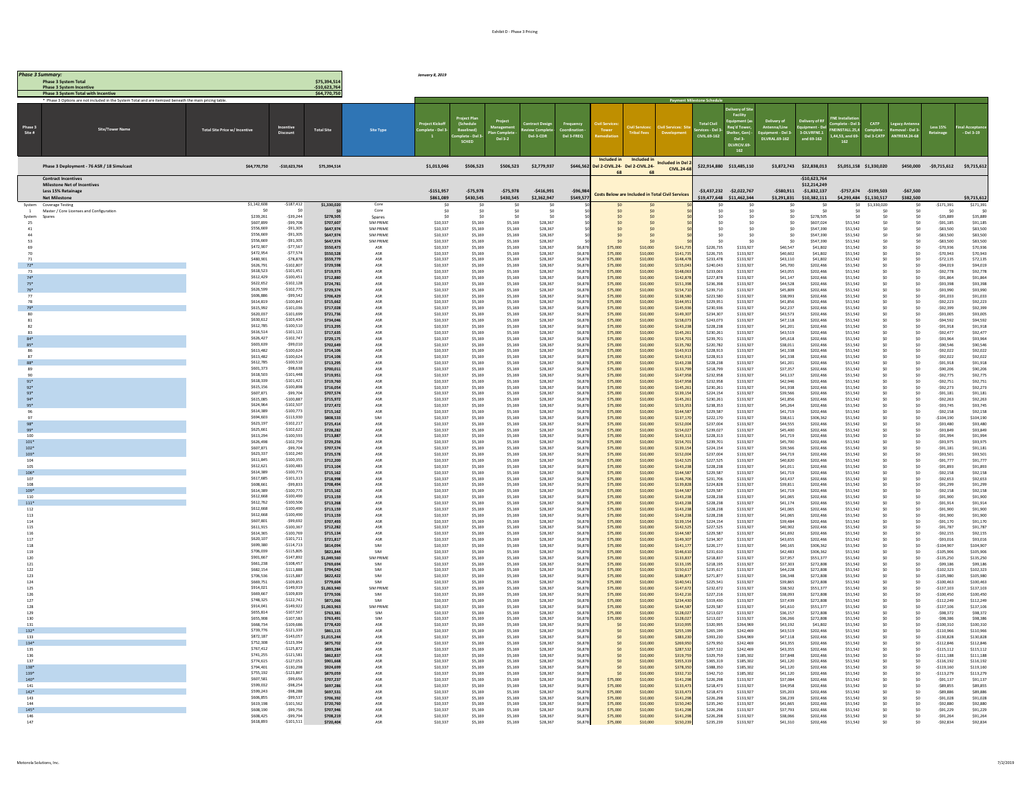# Exhibit D - Phase 3 Pricing

**Phase 3 Summary:**

January 8, 2019

| | |
|---|---|
| Phase 3 System Total | $75,394,514 |
| Phase 3 System Incentive | -$10,623,764 |
| Phase 3 System Total with Incentive | $64,770,750 |

* Phase 3 Options are not included in the System Total and are itemized beneath the main pricing table.

| Phase 3 Site # | Site/Tower Name | Total Site Price w/ Incentive | Incentive Discount | Total Site | Site Type | Payment Milestone Schedule | | | | | | | | | | | | | | | | |
|---|---|---|---|---|---|---|---|---|---|---|---|---|---|---|---|---|---|---|---|---|---|---|
| | | | | | | Project Kickoff Complete - Del 3-1 | Project Plan (Schedule Baselined) Complete - Del 3-SCHED | Project Management Plan Complete - Del 3-2 | Contract Design Review Complete Del-3-CDR | Frequency Coordination - Del 3-FREQ | Civil Services: Tower Remediation | Civil Services: Tribal Fees | Civil Services: Site Development | Total Civil Services - Del 3-CIVIL.69-162 | Delivery of Site Facility Equipment (as Req'd Tower, Shelter, Gen) - Del 3-DLVRCIV.69-162 | Delivery of Antenna/Line Equipment - Del 3-DLVRAL.69-162 | Delivery of RF Equipment - Del 3-DLVRFNE.1 and 69-162 | FNE Installation Complete - Del 3-FNEINSTALL.25,41,44,53, and 69-162 | CATP Complete - Del 3-CATP | Legacy Antenna Removal - Del 3-ANTREM.24-68 | Less 15% Retainage | Final Acceptance - Del 3-19 |
| | Phase 3 Deployment - 76 ASR / 18 Simulcast | $64,770,750 | -$10,623,764 | $75,394,514 | | $1,013,046 | $506,523 | $506,523 | $2,779,937 | $646,562 | Included in Del 2-CIVIL.24-68 | Included in Del 2-CIVIL.24-68 | Included in Del 2 CIVIL.24-68 | $22,914,880 | $13,485,110 | $3,872,743 | $22,838,013 | $5,051,158 | $1,330,020 | $450,000 | -$9,715,612 | $9,715,612 |
| | Contract Incentives | | | | | | | | | | | | | | | | -$10,623,764 | | | | | |
| | Milestone Net of Incentives | | | | | | | | | | | | | | | | $12,214,249 | | | | | |
| | Less 15% Retainage | | | | | -$151,957 | -$75,978 | -$75,978 | -$416,991 | -$96,984 | Costs Below are Included in Total Civil Services | | | -$3,437,232 | -$2,022,767 | -$580,911 | -$1,832,137 | -$757,674 | -$199,503 | -$67,500 | | |
| | Net Milestone | | | | | $861,089 | $430,545 | $430,545 | $2,362,947 | $549,577 | | | | $19,477,648 | $11,462,344 | $3,291,831 | $10,382,111 | $4,293,484 | $1,130,517 | $382,500 | | $9,715,612 |
| System | Coverage Testing | $1,142,608 | -$187,412 | $1,330,020 | Core | $0 | $0 | $0 | $0 | $0 | $0 | $0 | $0 | $0 | $0 | $0 | $0 | $0 | $1,330,020 | $0 | -$171,391 | $171,391 |
| 1 | Master / Core Licenses and Configuration | $0 | $0 | $0 | Core | $0 | $0 | $0 | $0 | $0 | $0 | $0 | $0 | $0 | $0 | $0 | $0 | $0 | $0 | $0 | $0 | $0 |
| System | Spares | $239,261 | -$39,244 | $278,505 | Spares | $0 | $0 | $0 | $0 | $0 | $0 | $0 | $0 | $0 | $0 | $0 | $278,505 | $0 | $0 | $0 | -$35,889 | $35,889 |
| 25 | | $607,899 | -$99,708 | $707,607 | SIM PRIME | $10,337 | $5,169 | $5,169 | $28,367 | $0 | $0 | $0 | $0 | $0 | $0 | $0 | $607,024 | $51,542 | $0 | $0 | -$91,185 | $91,185 |
| 41 | | $556,669 | -$91,305 | $647,974 | SIM PRIME | $10,337 | $5,169 | $5,169 | $28,367 | $0 | $0 | $0 | $0 | $0 | $0 | $0 | $547,390 | $51,542 | $0 | $0 | -$83,500 | $83,500 |
| 44 | | $556,669 | -$91,305 | $647,974 | SIM PRIME | $10,337 | $5,169 | $5,169 | $28,367 | $0 | $0 | $0 | $0 | $0 | $0 | $0 | $547,390 | $51,542 | $0 | $0 | -$83,500 | $83,500 |
| 53 | | $556,669 | -$91,305 | $647,974 | SIM PRIME | $10,337 | $5,169 | $5,169 | $28,367 | $0 | $0 | $0 | $0 | $0 | $0 | $0 | $547,390 | $51,542 | $0 | $0 | -$83,500 | $83,500 |
| 69 | | $472,907 | -$77,567 | $550,473 | ASR | $10,337 | $5,169 | $5,169 | $28,367 | $6,878 | $75,000 | $10,000 | $141,735 | $226,735 | $133,927 | $40,547 | $41,802 | $51,542 | $0 | $0 | -$70,936 | $70,936 |
| 70 | | $472,954 | -$77,574 | $550,528 | ASR | $10,337 | $5,169 | $5,169 | $28,367 | $6,878 | $75,000 | $10,000 | $141,735 | $226,735 | $133,927 | $40,602 | $41,802 | $51,542 | $0 | $0 | -$70,943 | $70,943 |
| 71 | | $480,901 | -$78,878 | $559,779 | ASR | $10,337 | $5,169 | $5,169 | $28,367 | $6,878 | $75,000 | $10,000 | $148,478 | $233,478 | $133,927 | $43,110 | $41,802 | $51,542 | $0 | $0 | -$72,135 | $72,135 |
| 72* | | $626,791 | -$102,807 | $729,598 | ASR | $10,337 | $5,169 | $5,169 | $28,367 | $6,878 | $75,000 | $10,000 | $155,043 | $240,043 | $133,927 | $45,700 | $202,466 | $51,542 | $0 | $0 | -$94,019 | $94,019 |
| 73 | | $618,523 | -$101,451 | $719,973 | ASR | $10,337 | $5,169 | $5,169 | $28,367 | $6,878 | $75,000 | $10,000 | $148,063 | $233,063 | $133,927 | $43,055 | $202,466 | $51,542 | $0 | $0 | -$92,778 | $92,778 |
| 74* | | $612,429 | -$100,451 | $712,880 | ASR | $10,337 | $5,169 | $5,169 | $28,367 | $6,878 | $75,000 | $10,000 | $142,878 | $227,878 | $133,927 | $41,147 | $202,466 | $51,542 | $0 | $0 | -$91,864 | $91,864 |
| 75* | | $622,652 | -$102,128 | $724,781 | ASR | $10,337 | $5,169 | $5,169 | $28,367 | $6,878 | $75,000 | $10,000 | $151,398 | $236,398 | $133,927 | $44,528 | $202,466 | $51,542 | $0 | $0 | -$93,398 | $93,398 |
| 76* | | $626,599 | -$102,775 | $729,374 | ASR | $10,337 | $5,169 | $5,169 | $28,367 | $6,878 | $75,000 | $10,000 | $154,710 | $239,710 | $133,927 | $45,809 | $202,466 | $51,542 | $0 | $0 | -$93,990 | $93,990 |
| 77 | | $606,886 | -$99,542 | $706,429 | ASR | $10,337 | $5,169 | $5,169 | $28,367 | $6,878 | $75,000 | $10,000 | $138,580 | $223,580 | $133,927 | $38,993 | $202,466 | $51,542 | $0 | $0 | -$91,033 | $91,033 |
| 78 | | $614,819 | -$100,843 | $715,662 | ASR | $10,337 | $5,169 | $5,169 | $28,367 | $6,878 | $75,000 | $10,000 | $144,951 | $229,951 | $133,927 | $41,856 | $202,466 | $51,542 | $0 | $0 | -$92,223 | $92,223 |
| 79* | | $615,992 | -$101,036 | $717,028 | ASR | $10,337 | $5,169 | $5,169 | $28,367 | $6,878 | $75,000 | $10,000 | $145,936 | $230,936 | $133,927 | $42,237 | $202,466 | $51,542 | $0 | $0 | -$92,399 | $92,399 |
| 80 | | $620,037 | -$101,699 | $721,736 | ASR | $10,337 | $5,169 | $5,169 | $28,367 | $6,878 | $75,000 | $10,000 | $149,307 | $234,307 | $133,927 | $43,573 | $202,466 | $51,542 | $0 | $0 | -$93,005 | $93,005 |
| 81 | | $630,612 | -$103,434 | $734,046 | ASR | $10,337 | $5,169 | $5,169 | $28,367 | $6,878 | $75,000 | $10,000 | $158,073 | $243,073 | $133,927 | $47,118 | $202,466 | $51,542 | $0 | $0 | -$94,592 | $94,592 |
| 82 | | $612,785 | -$100,510 | $713,295 | ASR | $10,337 | $5,169 | $5,169 | $28,367 | $6,878 | $75,000 | $10,000 | $143,238 | $228,238 | $133,927 | $41,201 | $202,466 | $51,542 | $0 | $0 | -$91,918 | $91,918 |
| 83 | | $616,514 | -$101,121 | $717,635 | ASR | $10,337 | $5,169 | $5,169 | $28,367 | $6,878 | $75,000 | $10,000 | $145,261 | $230,261 | $133,927 | $43,519 | $202,466 | $51,542 | $0 | $0 | -$92,477 | $92,477 |
| 84* | | $626,427 | -$102,747 | $729,175 | ASR | $10,337 | $5,169 | $5,169 | $28,367 | $6,878 | $75,000 | $10,000 | $154,701 | $239,701 | $133,927 | $45,618 | $202,466 | $51,542 | $0 | $0 | -$93,964 | $93,964 |
| 85* | | $603,639 | -$99,010 | $702,649 | ASR | $10,337 | $5,169 | $5,169 | $28,367 | $6,878 | $75,000 | $10,000 | $135,782 | $220,782 | $133,927 | $38,011 | $202,466 | $51,542 | $0 | $0 | -$90,546 | $90,546 |
| 86 | | $613,482 | -$100,624 | $714,106 | ASR | $10,337 | $5,169 | $5,169 | $28,367 | $6,878 | $75,000 | $10,000 | $143,913 | $228,913 | $133,927 | $41,338 | $202,466 | $51,542 | $0 | $0 | -$92,022 | $92,022 |
| 87 | | $613,482 | -$100,624 | $714,106 | ASR | $10,337 | $5,169 | $5,169 | $28,367 | $6,878 | $75,000 | $10,000 | $143,913 | $228,913 | $133,927 | $41,338 | $202,466 | $51,542 | $0 | $0 | -$92,022 | $92,022 |
| 88* | | $612,785 | -$100,510 | $713,295 | ASR | $10,337 | $5,169 | $5,169 | $28,367 | $6,878 | $75,000 | $10,000 | $143,238 | $228,238 | $133,927 | $41,201 | $202,466 | $51,542 | $0 | $0 | -$91,918 | $91,918 |
| 89 | | $601,373 | -$98,638 | $700,011 | ASR | $10,337 | $5,169 | $5,169 | $28,367 | $6,878 | $75,000 | $10,000 | $133,799 | $218,799 | $133,927 | $37,357 | $202,466 | $51,542 | $0 | $0 | -$90,206 | $90,206 |
| 90 | | $618,503 | -$101,448 | $719,951 | ASR | $10,337 | $5,169 | $5,169 | $28,367 | $6,878 | $75,000 | $10,000 | $147,958 | $232,958 | $133,927 | $43,137 | $202,466 | $51,542 | $0 | $0 | -$92,775 | $92,775 |
| 91* | | $618,339 | -$101,421 | $719,760 | ASR | $10,337 | $5,169 | $5,169 | $28,367 | $6,878 | $75,000 | $10,000 | $147,958 | $232,958 | $133,927 | $42,946 | $202,466 | $51,542 | $0 | $0 | -$92,751 | $92,751 |
| 92* | | $615,156 | -$100,898 | $716,054 | ASR | $10,337 | $5,169 | $5,169 | $28,367 | $6,878 | $75,000 | $10,000 | $145,261 | $230,261 | $133,927 | $41,938 | $202,466 | $51,542 | $0 | $0 | -$92,273 | $92,273 |
| 93* | | $607,871 | -$99,704 | $707,574 | ASR | $10,337 | $5,169 | $5,169 | $28,367 | $6,878 | $75,000 | $10,000 | $139,154 | $224,154 | $133,927 | $39,566 | $202,466 | $51,542 | $0 | $0 | -$91,181 | $91,181 |
| 94* | | $615,085 | -$100,887 | $715,972 | ASR | $10,337 | $5,169 | $5,169 | $28,367 | $6,878 | $75,000 | $10,000 | $145,261 | $230,261 | $133,927 | $41,856 | $202,466 | $51,542 | $0 | $0 | -$92,263 | $92,263 |
| 95* | | $624,964 | -$102,507 | $727,472 | ASR | $10,337 | $5,169 | $5,169 | $28,367 | $6,878 | $75,000 | $10,000 | $153,353 | $238,353 | $133,927 | $45,264 | $202,466 | $51,542 | $0 | $0 | -$93,745 | $93,745 |
| 96 | | $614,389 | -$100,773 | $715,162 | ASR | $10,337 | $5,169 | $5,169 | $28,367 | $6,878 | $75,000 | $10,000 | $144,587 | $229,587 | $133,927 | $41,719 | $202,466 | $51,542 | $0 | $0 | -$92,158 | $92,158 |
| 97 | | $694,603 | -$113,930 | $808,533 | SIM | $10,337 | $5,169 | $5,169 | $28,367 | $6,878 | $75,000 | $10,000 | $137,170 | $222,170 | $133,927 | $38,611 | $306,362 | $51,542 | $0 | $0 | -$104,190 | $104,190 |
| 98* | | $623,197 | -$102,217 | $725,414 | ASR | $10,337 | $5,169 | $5,169 | $28,367 | $6,878 | $75,000 | $10,000 | $152,004 | $237,004 | $133,927 | $44,555 | $202,466 | $51,542 | $0 | $0 | -$93,480 | $93,480 |
| 99* | | $625,661 | -$102,622 | $728,282 | ASR | $10,337 | $5,169 | $5,169 | $28,367 | $6,878 | $75,000 | $10,000 | $154,027 | $239,027 | $133,927 | $45,400 | $202,466 | $51,542 | $0 | $0 | -$93,849 | $93,849 |
| 100 | | $613,294 | -$100,593 | $713,887 | ASR | $10,337 | $5,169 | $5,169 | $28,367 | $6,878 | $75,000 | $10,000 | $143,313 | $228,313 | $133,927 | $41,719 | $202,466 | $51,542 | $0 | $0 | -$91,994 | $91,994 |
| 101* | | $626,498 | -$102,759 | $729,256 | ASR | $10,337 | $5,169 | $5,169 | $28,367 | $6,878 | $75,000 | $10,000 | $154,701 | $239,701 | $133,927 | $45,700 | $202,466 | $51,542 | $0 | $0 | -$93,975 | $93,975 |
| 102* | | $607,871 | -$99,704 | $707,574 | ASR | $10,337 | $5,169 | $5,169 | $28,367 | $6,878 | $75,000 | $10,000 | $139,154 | $224,154 | $133,927 | $39,566 | $202,466 | $51,542 | $0 | $0 | -$91,181 | $91,181 |
| 103* | | $623,337 | -$102,240 | $725,578 | ASR | $10,337 | $5,169 | $5,169 | $28,367 | $6,878 | $75,000 | $10,000 | $152,004 | $237,004 | $133,927 | $44,719 | $202,466 | $51,542 | $0 | $0 | -$93,501 | $93,501 |
| 104 | | $611,845 | -$100,355 | $712,200 | ASR | $10,337 | $5,169 | $5,169 | $28,367 | $6,878 | $75,000 | $10,000 | $142,525 | $227,525 | $133,927 | $40,820 | $202,466 | $51,542 | $0 | $0 | -$91,777 | $91,777 |
| 105 | | $612,621 | -$100,483 | $713,104 | ASR | $10,337 | $5,169 | $5,169 | $28,367 | $6,878 | $75,000 | $10,000 | $143,238 | $228,238 | $133,927 | $41,011 | $202,466 | $51,542 | $0 | $0 | -$91,893 | $91,893 |
| 106* | | $614,389 | -$100,773 | $715,162 | ASR | $10,337 | $5,169 | $5,169 | $28,367 | $6,878 | $75,000 | $10,000 | $144,587 | $229,587 | $133,927 | $41,719 | $202,466 | $51,542 | $0 | $0 | -$92,158 | $92,158 |
| 107 | | $617,685 | -$101,313 | $718,998 | ASR | $10,337 | $5,169 | $5,169 | $28,367 | $6,878 | $75,000 | $10,000 | $146,706 | $231,706 | $133,927 | $43,437 | $202,466 | $51,542 | $0 | $0 | -$92,653 | $92,653 |
| 108 | | $608,661 | -$99,833 | $708,494 | ASR | $10,337 | $5,169 | $5,169 | $28,367 | $6,878 | $75,000 | $10,000 | $139,828 | $224,828 | $133,927 | $39,811 | $202,466 | $51,542 | $0 | $0 | -$91,299 | $91,299 |
| 109* | | $614,389 | -$100,773 | $715,162 | ASR | $10,337 | $5,169 | $5,169 | $28,367 | $6,878 | $75,000 | $10,000 | $144,587 | $229,587 | $133,927 | $41,719 | $202,466 | $51,542 | $0 | $0 | -$92,158 | $92,158 |
| 110 | | $612,668 | -$100,490 | $713,159 | ASR | $10,337 | $5,169 | $5,169 | $28,367 | $6,878 | $75,000 | $10,000 | $143,238 | $228,238 | $133,927 | $41,065 | $202,466 | $51,542 | $0 | $0 | -$91,900 | $91,900 |
| 111* | | $612,762 | -$100,506 | $713,268 | ASR | $10,337 | $5,169 | $5,169 | $28,367 | $6,878 | $75,000 | $10,000 | $143,238 | $228,238 | $133,927 | $41,174 | $202,466 | $51,542 | $0 | $0 | -$91,914 | $91,914 |
| 112 | | $612,668 | -$100,490 | $713,159 | ASR | $10,337 | $5,169 | $5,169 | $28,367 | $6,878 | $75,000 | $10,000 | $143,238 | $228,238 | $133,927 | $41,065 | $202,466 | $51,542 | $0 | $0 | -$91,900 | $91,900 |
| 113 | | $612,668 | -$100,490 | $713,159 | ASR | $10,337 | $5,169 | $5,169 | $28,367 | $6,878 | $75,000 | $10,000 | $143,238 | $228,238 | $133,927 | $41,065 | $202,466 | $51,542 | $0 | $0 | -$91,900 | $91,900 |
| 114 | | $607,801 | -$99,692 | $707,493 | ASR | $10,337 | $5,169 | $5,169 | $28,367 | $6,878 | $75,000 | $10,000 | $139,154 | $224,154 | $133,927 | $39,484 | $202,466 | $51,542 | $0 | $0 | -$91,170 | $91,170 |
| 115 | | $611,915 | -$100,367 | $712,282 | ASR | $10,337 | $5,169 | $5,169 | $28,367 | $6,878 | $75,000 | $10,000 | $142,525 | $227,525 | $133,927 | $40,902 | $202,466 | $51,542 | $0 | $0 | -$91,787 | $91,787 |
| 116 | | $614,365 | -$100,769 | $715,134 | ASR | $10,337 | $5,169 | $5,169 | $28,367 | $6,878 | $75,000 | $10,000 | $144,587 | $229,587 | $133,927 | $41,692 | $202,466 | $51,542 | $0 | $0 | -$92,155 | $92,155 |
| 117 | | $620,107 | -$101,711 | $721,817 | ASR | $10,337 | $5,169 | $5,169 | $28,367 | $6,878 | $75,000 | $10,000 | $149,307 | $234,307 | $133,927 | $43,655 | $202,466 | $51,542 | $0 | $0 | -$93,016 | $93,016 |
| 118 | | $699,380 | -$114,713 | $814,094 | SIM | $10,337 | $5,169 | $5,169 | $28,367 | $6,878 | $75,000 | $10,000 | $141,177 | $226,177 | $133,927 | $40,165 | $306,362 | $51,542 | $0 | $0 | -$104,907 | $104,907 |
| 119 | | $706,039 | -$115,805 | $821,844 | SIM | $10,337 | $5,169 | $5,169 | $28,367 | $6,878 | $75,000 | $10,000 | $146,610 | $231,610 | $133,927 | $42,483 | $306,362 | $51,542 | $0 | $0 | -$105,906 | $105,906 |
| 120 | | $901,667 | -$147,892 | $1,049,560 | SIM PRIME | $10,337 | $5,169 | $5,169 | $28,367 | $6,878 | $75,000 | $10,000 | $133,837 | $218,837 | $133,927 | $37,957 | $551,377 | $51,542 | $0 | $0 | -$135,250 | $135,250 |
| 121 | | $661,238 | -$108,457 | $769,694 | SIM | $10,337 | $5,169 | $5,169 | $28,367 | $6,878 | $75,000 | $10,000 | $133,195 | $218,195 | $133,927 | $37,303 | $272,808 | $51,542 | $0 | $0 | -$99,186 | $99,186 |
| 122 | | $682,154 | -$111,888 | $794,042 | SIM | $10,337 | $5,169 | $5,169 | $28,367 | $6,878 | $75,000 | $10,000 | $150,617 | $235,617 | $133,927 | $44,228 | $272,808 | $51,542 | $0 | $0 | -$102,323 | $102,323 |
| 123 | | $706,536 | -$115,887 | $822,422 | SIM | $10,337 | $5,169 | $5,169 | $28,367 | $6,878 | $75,000 | $10,000 | $186,877 | $271,877 | $133,927 | $36,348 | $272,808 | $51,542 | $0 | $0 | -$105,980 | $105,980 |
| 124 | | $669,751 | -$109,853 | $779,604 | SIM | $10,337 | $5,169 | $5,169 | $28,367 | $6,878 | $75,000 | $10,000 | $140,541 | $225,541 | $133,927 | $39,865 | $272,808 | $51,542 | $0 | $0 | -$100,463 | $100,463 |
| 125 | | $914,021 | -$149,919 | $1,063,940 | SIM PRIME | $10,337 | $5,169 | $5,169 | $28,367 | $6,878 | $75,000 | $10,000 | $147,672 | $232,672 | $133,927 | $38,502 | $551,377 | $51,542 | $0 | $0 | -$137,103 | $137,103 |
| 126 | | $669,667 | -$109,839 | $779,506 | SIM | $10,337 | $5,169 | $5,169 | $28,367 | $6,878 | $75,000 | $10,000 | $142,216 | $227,216 | $133,927 | $38,093 | $272,808 | $51,542 | $0 | $0 | -$100,450 | $100,450 |
| 127 | | $748,325 | -$122,741 | $871,066 | SIM | $10,337 | $5,169 | $5,169 | $28,367 | $6,878 | $75,000 | $10,000 | $234,430 | $319,430 | $133,927 | $37,439 | $272,808 | $51,542 | $0 | $0 | -$112,249 | $112,249 |
| 128 | | $914,041 | -$149,922 | $1,063,963 | SIM PRIME | $10,337 | $5,169 | $5,169 | $28,367 | $6,878 | $75,000 | $10,000 | $144,587 | $229,587 | $133,927 | $41,610 | $551,377 | $51,542 | $0 | $0 | -$137,106 | $137,106 |
| 129 | | $655,814 | -$107,567 | $763,381 | SIM | $10,337 | $5,169 | $5,169 | $28,367 | $6,878 | $75,000 | $10,000 | $128,027 | $213,027 | $133,927 | $36,157 | $272,808 | $51,542 | $0 | $0 | -$98,372 | $98,372 |
| 130 | | $655,908 | -$107,583 | $763,491 | SIM | $10,337 | $5,169 | $5,169 | $28,367 | $6,878 | $75,000 | $10,000 | $128,027 | $213,027 | $133,927 | $36,266 | $272,808 | $51,542 | $0 | $0 | -$98,386 | $98,386 |
| 131 | | $668,734 | -$109,686 | $778,420 | ASR | $10,337 | $5,169 | $5,169 | $28,367 | $6,878 | $0 | $10,000 | $310,995 | $320,995 | $264,969 | $43,192 | $41,802 | $51,542 | $0 | $0 | -$100,310 | $100,310 |
| 132* | | $739,776 | -$121,339 | $861,115 | ASR | $10,337 | $5,169 | $5,169 | $28,367 | $6,878 | $0 | $10,000 | $255,199 | $265,199 | $242,469 | $43,519 | $202,466 | $51,542 | $0 | $0 | -$110,966 | $110,966 |
| 133 | | $872,187 | -$143,057 | $1,015,244 | ASR | $10,337 | $5,169 | $5,169 | $28,367 | $6,878 | $0 | $10,000 | $383,230 | $393,230 | $264,969 | $47,118 | $202,466 | $51,542 | $0 | $0 | -$130,828 | $130,828 |
| 134* | | $752,308 | -$123,394 | $875,702 | ASR | $10,337 | $5,169 | $5,169 | $28,367 | $6,878 | $0 | $10,000 | $269,950 | $279,950 | $242,469 | $43,355 | $202,466 | $51,542 | $0 | $0 | -$112,846 | $112,846 |
| 135 | | $767,412 | -$125,872 | $893,284 | ASR | $10,337 | $5,169 | $5,169 | $28,367 | $6,878 | $0 | $10,000 | $287,532 | $297,532 | $242,469 | $43,355 | $202,466 | $51,542 | $0 | $0 | -$115,112 | $115,112 |
| 136 | | $741,255 | -$121,581 | $862,837 | ASR | $10,337 | $5,169 | $5,169 | $28,367 | $6,878 | $0 | $10,000 | $319,759 | $329,759 | $185,302 | $37,848 | $202,466 | $51,542 | $0 | $0 | -$111,188 | $111,188 |
| 137 | | $774,615 | -$127,053 | $901,668 | ASR | $10,337 | $5,169 | $5,169 | $28,367 | $6,878 | $0 | $10,000 | $355,319 | $365,319 | $185,302 | $41,120 | $202,466 | $51,542 | $0 | $0 | -$116,192 | $116,192 |
| 138* | | $794,401 | -$130,298 | $924,699 | ASR | $10,337 | $5,169 | $5,169 | $28,367 | $6,878 | $0 | $10,000 | $378,350 | $388,350 | $185,302 | $41,120 | $202,466 | $51,542 | $0 | $0 | -$119,160 | $119,160 |
| 139* | | $755,192 | -$123,867 | $879,059 | ASR | $10,337 | $5,169 | $5,169 | $28,367 | $6,878 | $0 | $10,000 | $332,710 | $342,710 | $185,302 | $41,120 | $202,466 | $51,542 | $0 | $0 | -$113,279 | $113,279 |
| 140* | | $607,581 | -$99,656 | $707,237 | ASR | $10,337 | $5,169 | $5,169 | $28,367 | $6,878 | $75,000 | $10,000 | $141,298 | $226,298 | $133,927 | $37,084 | $202,466 | $51,542 | $0 | $0 | -$91,137 | $91,137 |
| 141 | | $599,032 | -$98,254 | $697,286 | ASR | $10,337 | $5,169 | $5,169 | $28,367 | $6,878 | $75,000 | $10,000 | $133,473 | $218,473 | $133,927 | $34,958 | $202,466 | $51,542 | $0 | $0 | -$89,855 | $89,855 |
| 142* | | $599,243 | -$98,288 | $697,531 | ASR | $10,337 | $5,169 | $5,169 | $28,367 | $6,878 | $75,000 | $10,000 | $133,473 | $218,473 | $133,927 | $35,203 | $202,466 | $51,542 | $0 | $0 | -$89,886 | $89,886 |
| 143 | | $606,855 | -$99,537 | $706,392 | ASR | $10,337 | $5,169 | $5,169 | $28,367 | $6,878 | $75,000 | $10,000 | $141,298 | $226,298 | $133,927 | $36,239 | $202,466 | $51,542 | $0 | $0 | -$91,028 | $91,028 |
| 144 | | $619,198 | -$101,562 | $720,760 | ASR | $10,337 | $5,169 | $5,169 | $28,367 | $6,878 | $75,000 | $10,000 | $150,240 | $235,240 | $133,927 | $41,665 | $202,466 | $51,542 | $0 | $0 | -$92,880 | $92,880 |
| 145* | | $608,190 | -$99,756 | $707,946 | ASR | $10,337 | $5,169 | $5,169 | $28,367 | $6,878 | $75,000 | $10,000 | $141,298 | $226,298 | $133,927 | $37,793 | $202,466 | $51,542 | $0 | $0 | -$91,229 | $91,229 |
| 146 | | $608,425 | -$99,794 | $708,219 | ASR | $10,337 | $5,169 | $5,169 | $28,367 | $6,878 | $75,000 | $10,000 | $141,298 | $226,298 | $133,927 | $38,066 | $202,466 | $51,542 | $0 | $0 | -$91,264 | $91,264 |
| 147 | | $618,893 | -$101,511 | $720,404 | ASR | $10,337 | $5,169 | $5,169 | $28,367 | $6,878 | $75,000 | $10,000 | $150,239 | $235,239 | $133,927 | $41,310 | $202,466 | $51,542 | $0 | $0 | -$92,834 | $92,834 |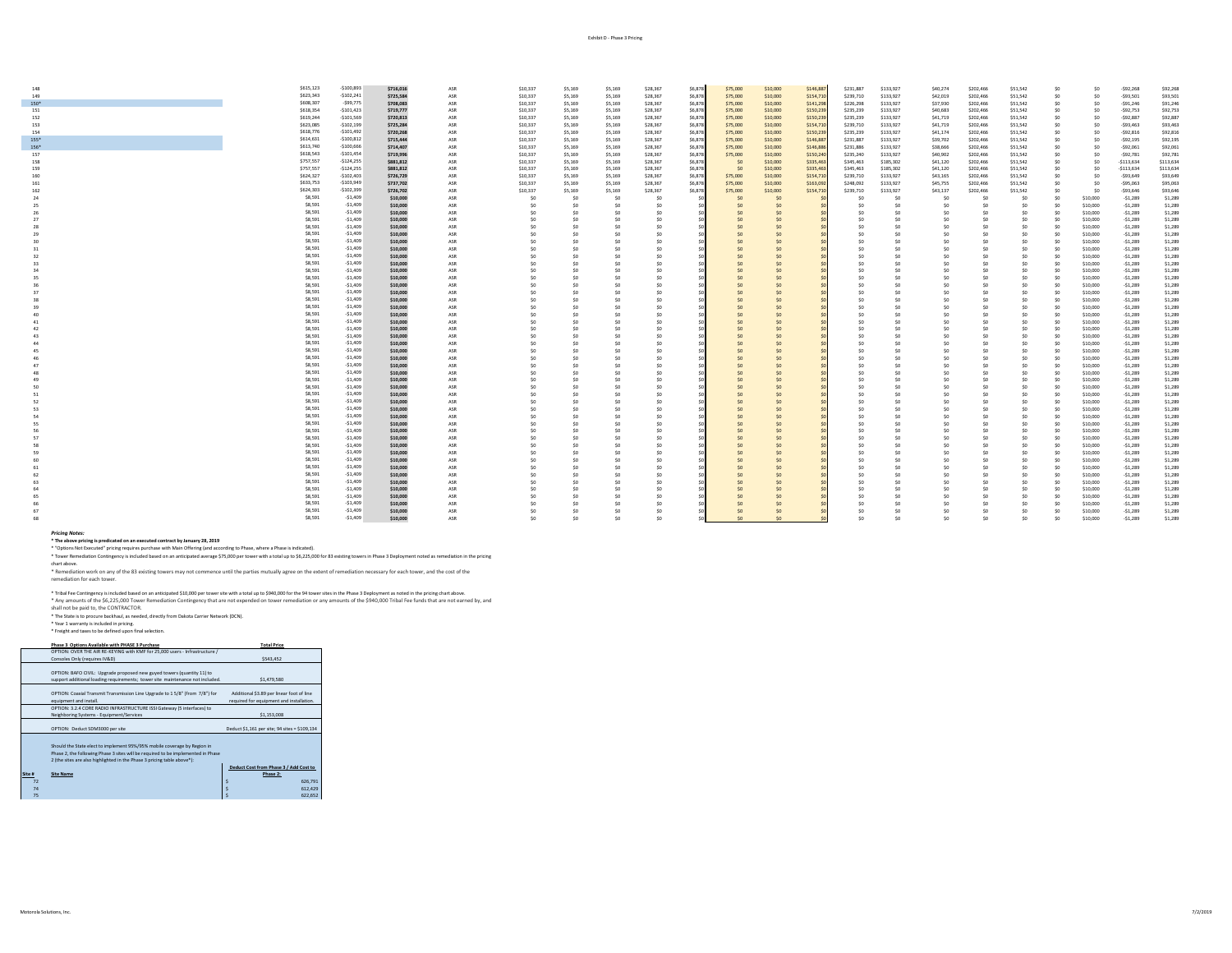Exhibit D - Phase 3 Pricing

| | | | | | | | | | | | | | | | | | | | | | | | |
|---|---|---|---|---|---|---|---|---|---|---|---|---|---|---|---|---|---|---|---|---|---|---|---|
| 148 | $615,123 | -$100,893 | $716,016 | ASR | $10,337 | $5,169 | $5,169 | $28,367 | $6,878 | $75,000 | $10,000 | $146,887 | $231,887 | $133,927 | $40,274 | $202,466 | $51,542 | $0 | $0 | -$92,268 | $92,268 |
| 149 | $623,343 | -$102,241 | $725,584 | ASR | $10,337 | $5,169 | $5,169 | $28,367 | $6,878 | $75,000 | $10,000 | $154,710 | $239,710 | $133,927 | $42,019 | $202,466 | $51,542 | $0 | $0 | -$93,501 | $93,501 |
| 150* | $608,307 | -$99,775 | $708,083 | ASR | $10,337 | $5,169 | $5,169 | $28,367 | $6,878 | $75,000 | $10,000 | $141,298 | $226,298 | $133,927 | $37,930 | $202,466 | $51,542 | $0 | $0 | -$91,246 | $91,246 |
| 151 | $618,354 | -$101,423 | $719,777 | ASR | $10,337 | $5,169 | $5,169 | $28,367 | $6,878 | $75,000 | $10,000 | $150,239 | $235,239 | $133,927 | $40,683 | $202,466 | $51,542 | $0 | $0 | -$92,753 | $92,753 |
| 152 | $619,244 | -$101,569 | $720,813 | ASR | $10,337 | $5,169 | $5,169 | $28,367 | $6,878 | $75,000 | $10,000 | $154,710 | $239,710 | $133,927 | $41,719 | $202,466 | $51,542 | $0 | $0 | -$92,887 | $92,887 |
| 153 | $623,085 | -$102,199 | $725,284 | ASR | $10,337 | $5,169 | $5,169 | $28,367 | $6,878 | $75,000 | $10,000 | $154,710 | $239,710 | $133,927 | $41,719 | $202,466 | $51,542 | $0 | $0 | -$93,463 | $93,463 |
| 154 | $618,776 | -$101,492 | $720,268 | ASR | $10,337 | $5,169 | $5,169 | $28,367 | $6,878 | $75,000 | $10,000 | $150,239 | $235,239 | $133,927 | $41,174 | $202,466 | $51,542 | $0 | $0 | -$92,816 | $92,816 |
| 155* | $614,631 | -$100,812 | $715,444 | ASR | $10,337 | $5,169 | $5,169 | $28,367 | $6,878 | $75,000 | $10,000 | $146,887 | $231,887 | $133,927 | $39,702 | $202,466 | $51,542 | $0 | $0 | -$92,195 | $92,195 |
| 156* | $613,740 | -$100,666 | $714,407 | ASR | $10,337 | $5,169 | $5,169 | $28,367 | $6,878 | $75,000 | $10,000 | $146,886 | $231,886 | $133,927 | $38,666 | $202,466 | $51,542 | $0 | $0 | -$92,061 | $92,061 |
| 157 | $618,543 | -$101,454 | $719,996 | ASR | $10,337 | $5,169 | $5,169 | $28,367 | $6,878 | $75,000 | $10,000 | $150,240 | $235,240 | $133,927 | $40,902 | $202,466 | $51,542 | $0 | $0 | -$92,781 | $92,781 |
| 158 | $757,557 | -$124,255 | $881,812 | ASR | $10,337 | $5,169 | $5,169 | $28,367 | $6,878 | $0 | $10,000 | $335,463 | $345,463 | $185,302 | $41,120 | $202,466 | $51,542 | $0 | $0 | -$113,634 | $113,634 |
| 159 | $757,557 | -$124,255 | $881,812 | ASR | $10,337 | $5,169 | $5,169 | $28,367 | $6,878 | $0 | $10,000 | $335,463 | $345,463 | $185,302 | $41,120 | $202,466 | $51,542 | $0 | $0 | -$113,634 | $113,634 |
| 160 | $624,327 | -$102,403 | $726,729 | ASR | $10,337 | $5,169 | $5,169 | $28,367 | $6,878 | $75,000 | $10,000 | $154,710 | $239,710 | $133,927 | $43,165 | $202,466 | $51,542 | $0 | $0 | -$93,649 | $93,649 |
| 161 | $633,753 | -$103,949 | $737,702 | ASR | $10,337 | $5,169 | $5,169 | $28,367 | $6,878 | $75,000 | $10,000 | $163,092 | $248,092 | $133,927 | $45,755 | $202,466 | $51,542 | $0 | $0 | -$95,063 | $95,063 |
| 162 | $624,303 | -$102,399 | $726,702 | ASR | $10,337 | $5,169 | $5,169 | $28,367 | $6,878 | $75,000 | $10,000 | $154,710 | $239,710 | $133,927 | $43,137 | $202,466 | $51,542 | $0 | $0 | -$93,646 | $93,646 |
| 24 | $8,591 | -$1,409 | $10,000 | ASR | $0 | $0 | $0 | $0 | $0 | $0 | $0 | $0 | $0 | $0 | $0 | $0 | $0 | $0 | $10,000 | -$1,289 | $1,289 |
| 25 | $8,591 | -$1,409 | $10,000 | ASR | $0 | $0 | $0 | $0 | $0 | $0 | $0 | $0 | $0 | $0 | $0 | $0 | $0 | $0 | $10,000 | -$1,289 | $1,289 |
| 26 | $8,591 | -$1,409 | $10,000 | ASR | $0 | $0 | $0 | $0 | $0 | $0 | $0 | $0 | $0 | $0 | $0 | $0 | $0 | $0 | $10,000 | -$1,289 | $1,289 |
| 27 | $8,591 | -$1,409 | $10,000 | ASR | $0 | $0 | $0 | $0 | $0 | $0 | $0 | $0 | $0 | $0 | $0 | $0 | $0 | $0 | $10,000 | -$1,289 | $1,289 |
| 28 | $8,591 | -$1,409 | $10,000 | ASR | $0 | $0 | $0 | $0 | $0 | $0 | $0 | $0 | $0 | $0 | $0 | $0 | $0 | $0 | $10,000 | -$1,289 | $1,289 |
| 29 | $8,591 | -$1,409 | $10,000 | ASR | $0 | $0 | $0 | $0 | $0 | $0 | $0 | $0 | $0 | $0 | $0 | $0 | $0 | $0 | $10,000 | -$1,289 | $1,289 |
| 30 | $8,591 | -$1,409 | $10,000 | ASR | $0 | $0 | $0 | $0 | $0 | $0 | $0 | $0 | $0 | $0 | $0 | $0 | $0 | $0 | $10,000 | -$1,289 | $1,289 |
| 31 | $8,591 | -$1,409 | $10,000 | ASR | $0 | $0 | $0 | $0 | $0 | $0 | $0 | $0 | $0 | $0 | $0 | $0 | $0 | $0 | $10,000 | -$1,289 | $1,289 |
| 32 | $8,591 | -$1,409 | $10,000 | ASR | $0 | $0 | $0 | $0 | $0 | $0 | $0 | $0 | $0 | $0 | $0 | $0 | $0 | $0 | $10,000 | -$1,289 | $1,289 |
| 33 | $8,591 | -$1,409 | $10,000 | ASR | $0 | $0 | $0 | $0 | $0 | $0 | $0 | $0 | $0 | $0 | $0 | $0 | $0 | $0 | $10,000 | -$1,289 | $1,289 |
| 34 | $8,591 | -$1,409 | $10,000 | ASR | $0 | $0 | $0 | $0 | $0 | $0 | $0 | $0 | $0 | $0 | $0 | $0 | $0 | $0 | $10,000 | -$1,289 | $1,289 |
| 35 | $8,591 | -$1,409 | $10,000 | ASR | $0 | $0 | $0 | $0 | $0 | $0 | $0 | $0 | $0 | $0 | $0 | $0 | $0 | $0 | $10,000 | -$1,289 | $1,289 |
| 36 | $8,591 | -$1,409 | $10,000 | ASR | $0 | $0 | $0 | $0 | $0 | $0 | $0 | $0 | $0 | $0 | $0 | $0 | $0 | $0 | $10,000 | -$1,289 | $1,289 |
| 37 | $8,591 | -$1,409 | $10,000 | ASR | $0 | $0 | $0 | $0 | $0 | $0 | $0 | $0 | $0 | $0 | $0 | $0 | $0 | $0 | $10,000 | -$1,289 | $1,289 |
| 38 | $8,591 | -$1,409 | $10,000 | ASR | $0 | $0 | $0 | $0 | $0 | $0 | $0 | $0 | $0 | $0 | $0 | $0 | $0 | $0 | $10,000 | -$1,289 | $1,289 |
| 39 | $8,591 | -$1,409 | $10,000 | ASR | $0 | $0 | $0 | $0 | $0 | $0 | $0 | $0 | $0 | $0 | $0 | $0 | $0 | $0 | $10,000 | -$1,289 | $1,289 |
| 40 | $8,591 | -$1,409 | $10,000 | ASR | $0 | $0 | $0 | $0 | $0 | $0 | $0 | $0 | $0 | $0 | $0 | $0 | $0 | $0 | $10,000 | -$1,289 | $1,289 |
| 41 | $8,591 | -$1,409 | $10,000 | ASR | $0 | $0 | $0 | $0 | $0 | $0 | $0 | $0 | $0 | $0 | $0 | $0 | $0 | $0 | $10,000 | -$1,289 | $1,289 |
| 42 | $8,591 | -$1,409 | $10,000 | ASR | $0 | $0 | $0 | $0 | $0 | $0 | $0 | $0 | $0 | $0 | $0 | $0 | $0 | $0 | $10,000 | -$1,289 | $1,289 |
| 43 | $8,591 | -$1,409 | $10,000 | ASR | $0 | $0 | $0 | $0 | $0 | $0 | $0 | $0 | $0 | $0 | $0 | $0 | $0 | $0 | $10,000 | -$1,289 | $1,289 |
| 44 | $8,591 | -$1,409 | $10,000 | ASR | $0 | $0 | $0 | $0 | $0 | $0 | $0 | $0 | $0 | $0 | $0 | $0 | $0 | $0 | $10,000 | -$1,289 | $1,289 |
| 45 | $8,591 | -$1,409 | $10,000 | ASR | $0 | $0 | $0 | $0 | $0 | $0 | $0 | $0 | $0 | $0 | $0 | $0 | $0 | $0 | $10,000 | -$1,289 | $1,289 |
| 46 | $8,591 | -$1,409 | $10,000 | ASR | $0 | $0 | $0 | $0 | $0 | $0 | $0 | $0 | $0 | $0 | $0 | $0 | $0 | $0 | $10,000 | -$1,289 | $1,289 |
| 47 | $8,591 | -$1,409 | $10,000 | ASR | $0 | $0 | $0 | $0 | $0 | $0 | $0 | $0 | $0 | $0 | $0 | $0 | $0 | $0 | $10,000 | -$1,289 | $1,289 |
| 48 | $8,591 | -$1,409 | $10,000 | ASR | $0 | $0 | $0 | $0 | $0 | $0 | $0 | $0 | $0 | $0 | $0 | $0 | $0 | $0 | $10,000 | -$1,289 | $1,289 |
| 49 | $8,591 | -$1,409 | $10,000 | ASR | $0 | $0 | $0 | $0 | $0 | $0 | $0 | $0 | $0 | $0 | $0 | $0 | $0 | $0 | $10,000 | -$1,289 | $1,289 |
| 50 | $8,591 | -$1,409 | $10,000 | ASR | $0 | $0 | $0 | $0 | $0 | $0 | $0 | $0 | $0 | $0 | $0 | $0 | $0 | $0 | $10,000 | -$1,289 | $1,289 |
| 51 | $8,591 | -$1,409 | $10,000 | ASR | $0 | $0 | $0 | $0 | $0 | $0 | $0 | $0 | $0 | $0 | $0 | $0 | $0 | $0 | $10,000 | -$1,289 | $1,289 |
| 52 | $8,591 | -$1,409 | $10,000 | ASR | $0 | $0 | $0 | $0 | $0 | $0 | $0 | $0 | $0 | $0 | $0 | $0 | $0 | $0 | $10,000 | -$1,289 | $1,289 |
| 53 | $8,591 | -$1,409 | $10,000 | ASR | $0 | $0 | $0 | $0 | $0 | $0 | $0 | $0 | $0 | $0 | $0 | $0 | $0 | $0 | $10,000 | -$1,289 | $1,289 |
| 54 | $8,591 | -$1,409 | $10,000 | ASR | $0 | $0 | $0 | $0 | $0 | $0 | $0 | $0 | $0 | $0 | $0 | $0 | $0 | $0 | $10,000 | -$1,289 | $1,289 |
| 55 | $8,591 | -$1,409 | $10,000 | ASR | $0 | $0 | $0 | $0 | $0 | $0 | $0 | $0 | $0 | $0 | $0 | $0 | $0 | $0 | $10,000 | -$1,289 | $1,289 |
| 56 | $8,591 | -$1,409 | $10,000 | ASR | $0 | $0 | $0 | $0 | $0 | $0 | $0 | $0 | $0 | $0 | $0 | $0 | $0 | $0 | $10,000 | -$1,289 | $1,289 |
| 57 | $8,591 | -$1,409 | $10,000 | ASR | $0 | $0 | $0 | $0 | $0 | $0 | $0 | $0 | $0 | $0 | $0 | $0 | $0 | $0 | $10,000 | -$1,289 | $1,289 |
| 58 | $8,591 | -$1,409 | $10,000 | ASR | $0 | $0 | $0 | $0 | $0 | $0 | $0 | $0 | $0 | $0 | $0 | $0 | $0 | $0 | $10,000 | -$1,289 | $1,289 |
| 59 | $8,591 | -$1,409 | $10,000 | ASR | $0 | $0 | $0 | $0 | $0 | $0 | $0 | $0 | $0 | $0 | $0 | $0 | $0 | $0 | $10,000 | -$1,289 | $1,289 |
| 60 | $8,591 | -$1,409 | $10,000 | ASR | $0 | $0 | $0 | $0 | $0 | $0 | $0 | $0 | $0 | $0 | $0 | $0 | $0 | $0 | $10,000 | -$1,289 | $1,289 |
| 61 | $8,591 | -$1,409 | $10,000 | ASR | $0 | $0 | $0 | $0 | $0 | $0 | $0 | $0 | $0 | $0 | $0 | $0 | $0 | $0 | $10,000 | -$1,289 | $1,289 |
| 62 | $8,591 | -$1,409 | $10,000 | ASR | $0 | $0 | $0 | $0 | $0 | $0 | $0 | $0 | $0 | $0 | $0 | $0 | $0 | $0 | $10,000 | -$1,289 | $1,289 |
| 63 | $8,591 | -$1,409 | $10,000 | ASR | $0 | $0 | $0 | $0 | $0 | $0 | $0 | $0 | $0 | $0 | $0 | $0 | $0 | $0 | $10,000 | -$1,289 | $1,289 |
| 64 | $8,591 | -$1,409 | $10,000 | ASR | $0 | $0 | $0 | $0 | $0 | $0 | $0 | $0 | $0 | $0 | $0 | $0 | $0 | $0 | $10,000 | -$1,289 | $1,289 |
| 65 | $8,591 | -$1,409 | $10,000 | ASR | $0 | $0 | $0 | $0 | $0 | $0 | $0 | $0 | $0 | $0 | $0 | $0 | $0 | $0 | $10,000 | -$1,289 | $1,289 |
| 66 | $8,591 | -$1,409 | $10,000 | ASR | $0 | $0 | $0 | $0 | $0 | $0 | $0 | $0 | $0 | $0 | $0 | $0 | $0 | $0 | $10,000 | -$1,289 | $1,289 |
| 67 | $8,591 | -$1,409 | $10,000 | ASR | $0 | $0 | $0 | $0 | $0 | $0 | $0 | $0 | $0 | $0 | $0 | $0 | $0 | $0 | $10,000 | -$1,289 | $1,289 |
| 68 | $8,591 | -$1,409 | $10,000 | ASR | $0 | $0 | $0 | $0 | $0 | $0 | $0 | $0 | $0 | $0 | $0 | $0 | $0 | $0 | $10,000 | -$1,289 | $1,289 |

***Pricing Notes:***

**\* The above pricing is predicated on an executed contract by January 28, 2019**

\* "Options Not Executed" pricing requires purchase with Main Offering (and according to Phase, where a Phase is indicated).

\* Tower Remediation Contingency is included based on an anticipated average $75,000 per tower with a total up to $6,225,000 for 83 existing towers in Phase 3 Deployment noted as remediation in the pricing chart above.

\* Remediation work on any of the 83 existing towers may not commence until the parties mutually agree on the extent of remediation necessary for each tower, and the cost of the remediation for each tower.

\* Tribal Fee Contingency is included based on an anticipated $10,000 per tower site with a total up to $940,000 for the 94 tower sites in the Phase 3 Deployment as noted in the pricing chart above.

\* Any amounts of the $6,225,000 Tower Remediation Contingency that are not expended on tower remediation or any amounts of the $940,000 Tribal Fee funds that are not earned by, and shall not be paid to, the CONTRACTOR.

\* The State is to procure backhaul, as needed, directly from Dakota Carrier Network (DCN).

\* Year 1 warranty is included in pricing.

\* Freight and taxes to be defined upon final selection.

| Phase 3 Options Available with PHASE 3 Purchase | Total Price |
|---|---|
| OPTION: OVER THE AIR RE-KEYING with KMF for 25,000 users - Infrastructure / Consoles Only (requires IV&D) | $543,452 |
| OPTION: BAFO CIVIL: Upgrade proposed new guyed towers (quantity 11) to support additional loading requirements; tower site maintenance not included. | $1,479,580 |
| OPTION: Coaxial Transmit Transmission Line Upgrade to 1 5/8" (from 7/8") for equipment and install. | Additional $3.89 per linear foot of line required for equipment and installation. |
| OPTION: 3.2.4 CORE RADIO INFRASTRUCTURE ISSI Gateway (5 interfaces) to Neighboring Systems - Equipment/Services | $1,153,008 |
| OPTION: Deduct SDM3000 per site | Deduct $1,161 per site; 94 sites = $109,134 |

Should the State elect to implement 95%/95% mobile coverage by Region in Phase 2, the following Phase 3 sites will be required to be implemented in Phase 2 (the sites are also highlighted in the Phase 3 pricing table above*):

| Site # | Site Name | Deduct Cost from Phase 3 / Add Cost to Phase 2: |
|---|---|---|
| 72 | | $ 626,791 |
| 74 | | $ 612,429 |
| 75 | | $ 622,652 |

Motorola Solutions, Inc.

7/2/2019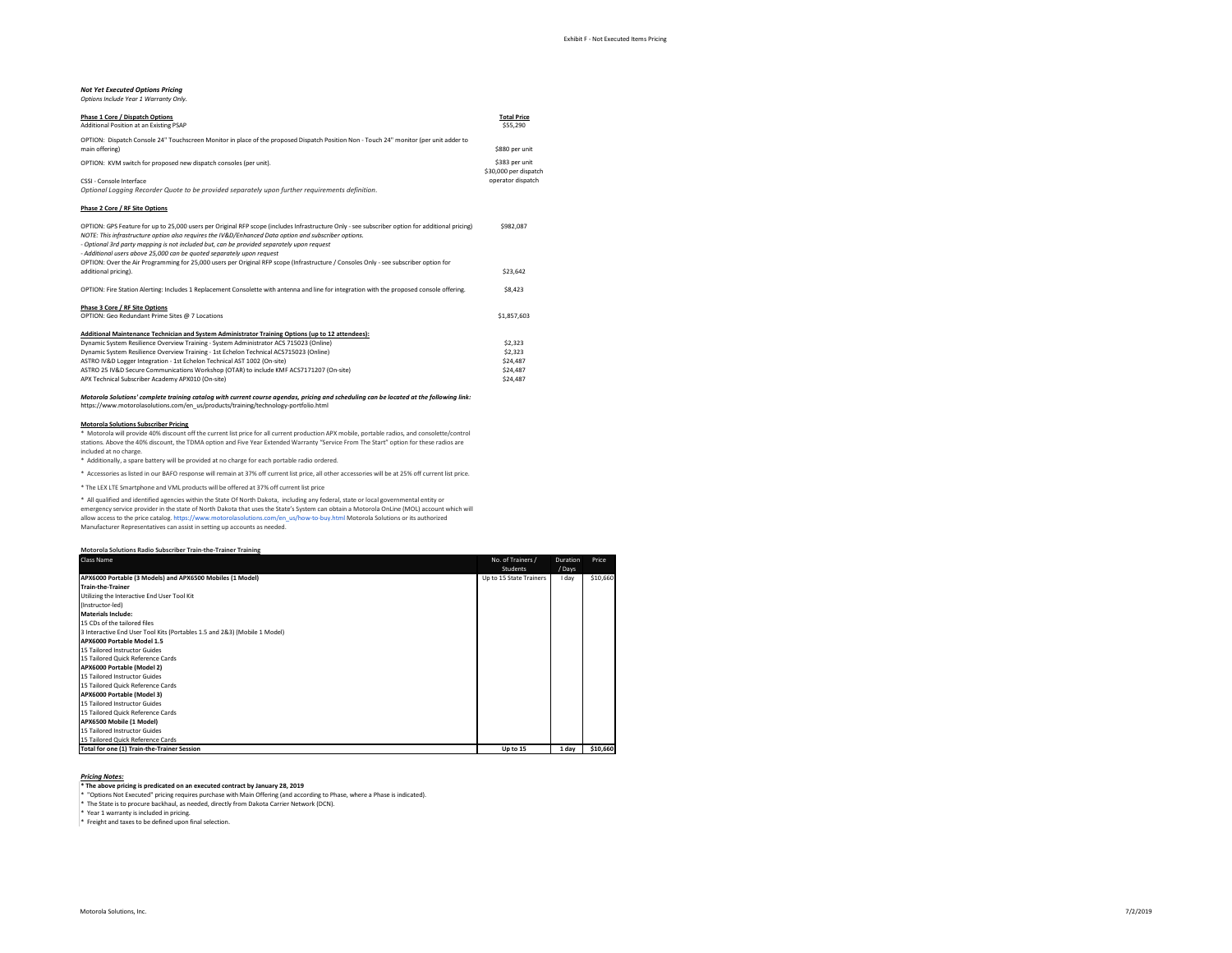***Not Yet Executed Options Pricing***
*Options Include Year 1 Warranty Only.*

| **Phase 1 Core / Dispatch Options** | **Total Price** |
|---|---|
| Additional Position at an Existing PSAP | $55,290 |
| OPTION: Dispatch Console 24" Touchscreen Monitor in place of the proposed Dispatch Position Non - Touch 24" monitor (per unit adder to main offering) | $880 per unit |
| OPTION: KVM switch for proposed new dispatch consoles (per unit). | $383 per unit |
| CSSI - Console Interface | $30,000 per dispatch operator dispatch |
| *Optional Logging Recorder Quote to be provided separately upon further requirements definition.* | |

**Phase 2 Core / RF Site Options**

| | |
|---|---|
| OPTION: GPS Feature for up to 25,000 users per Original RFP scope (includes Infrastructure Only - see subscriber option for additional pricing)<br>*NOTE: This infrastructure option also requires the IV&D/Enhanced Data option and subscriber options.*<br>*- Optional 3rd party mapping is not included but, can be provided separately upon request*<br>*- Additional users above 25,000 can be quoted separately upon request* | $982,087 |
| OPTION: Over the Air Programming for 25,000 users per Original RFP scope (Infrastructure / Consoles Only - see subscriber option for additional pricing). | $23,642 |
| OPTION: Fire Station Alerting: Includes 1 Replacement Consolette with antenna and line for integration with the proposed console offering. | $8,423 |

**Phase 3 Core / RF Site Options**

| | |
|---|---|
| OPTION: Geo Redundant Prime Sites @ 7 Locations | $1,857,603 |

**Additional Maintenance Technician and System Administrator Training Options (up to 12 attendees):**

| | |
|---|---|
| Dynamic System Resilience Overview Training - System Administrator ACS 715023 (Online) | $2,323 |
| Dynamic System Resilience Overview Training - 1st Echelon Technical ACS715023 (Online) | $2,323 |
| ASTRO IV&D Logger Integration - 1st Echelon Technical AST 1002 (On-site) | $24,487 |
| ASTRO 25 IV&D Secure Communications Workshop (OTAR) to include KMF ACS7171207 (On-site) | $24,487 |
| APX Technical Subscriber Academy APX010 (On-site) | $24,487 |

***Motorola Solutions' complete training catalog with current course agendas, pricing and scheduling can be located at the following link:***
https://www.motorolasolutions.com/en_us/products/training/technology-portfolio.html

**Motorola Solutions Subscriber Pricing**

* Motorola will provide 40% discount off the current list price for all current production APX mobile, portable radios, and consolette/control stations. Above the 40% discount, the TDMA option and Five Year Extended Warranty "Service From The Start" option for these radios are included at no charge.
* Additionally, a spare battery will be provided at no charge for each portable radio ordered.
* Accessories as listed in our BAFO response will remain at 37% off current list price, all other accessories will be at 25% off current list price.
* The LEX LTE Smartphone and VML products will be offered at 37% off current list price
* All qualified and identified agencies within the State Of North Dakota, including any federal, state or local governmental entity or emergency service provider in the state of North Dakota that uses the State's System can obtain a Motorola OnLine (MOL) account which will allow access to the price catalog. https://www.motorolasolutions.com/en_us/how-to-buy.html Motorola Solutions or its authorized Manufacturer Representatives can assist in setting up accounts as needed.

**Motorola Solutions Radio Subscriber Train-the-Trainer Training**

| Class Name | No. of Trainers / Students | Duration / Days | Price |
|---|---|---|---|
| **APX6000 Portable (3 Models) and APX6500 Mobiles (1 Model)** | Up to 15 State Trainers | I day | $10,660 |
| **Train-the-Trainer** | | | |
| Utilizing the Interactive End User Tool Kit | | | |
| (Instructor-led) | | | |
| **Materials Include:** | | | |
| 15 CDs of the tailored files | | | |
| 3 Interactive End User Tool Kits (Portables 1.5 and 2&3) (Mobile 1 Model) | | | |
| **APX6000 Portable Model 1.5** | | | |
| 15 Tailored Instructor Guides | | | |
| 15 Tailored Quick Reference Cards | | | |
| **APX6000 Portable (Model 2)** | | | |
| 15 Tailored Instructor Guides | | | |
| 15 Tailored Quick Reference Cards | | | |
| **APX6000 Portable (Model 3)** | | | |
| 15 Tailored Instructor Guides | | | |
| 15 Tailored Quick Reference Cards | | | |
| **APX6500 Mobile (1 Model)** | | | |
| 15 Tailored Instructor Guides | | | |
| 15 Tailored Quick Reference Cards | | | |
| **Total for one (1) Train-the-Trainer Session** | **Up to 15** | **1 day** | **$10,660** |

***Pricing Notes:***

* **The above pricing is predicated on an executed contract by January 28, 2019**
* "Options Not Executed" pricing requires purchase with Main Offering (and according to Phase, where a Phase is indicated).
* The State is to procure backhaul, as needed, directly from Dakota Carrier Network (DCN).
* Year 1 warranty is included in pricing.
* Freight and taxes to be defined upon final selection.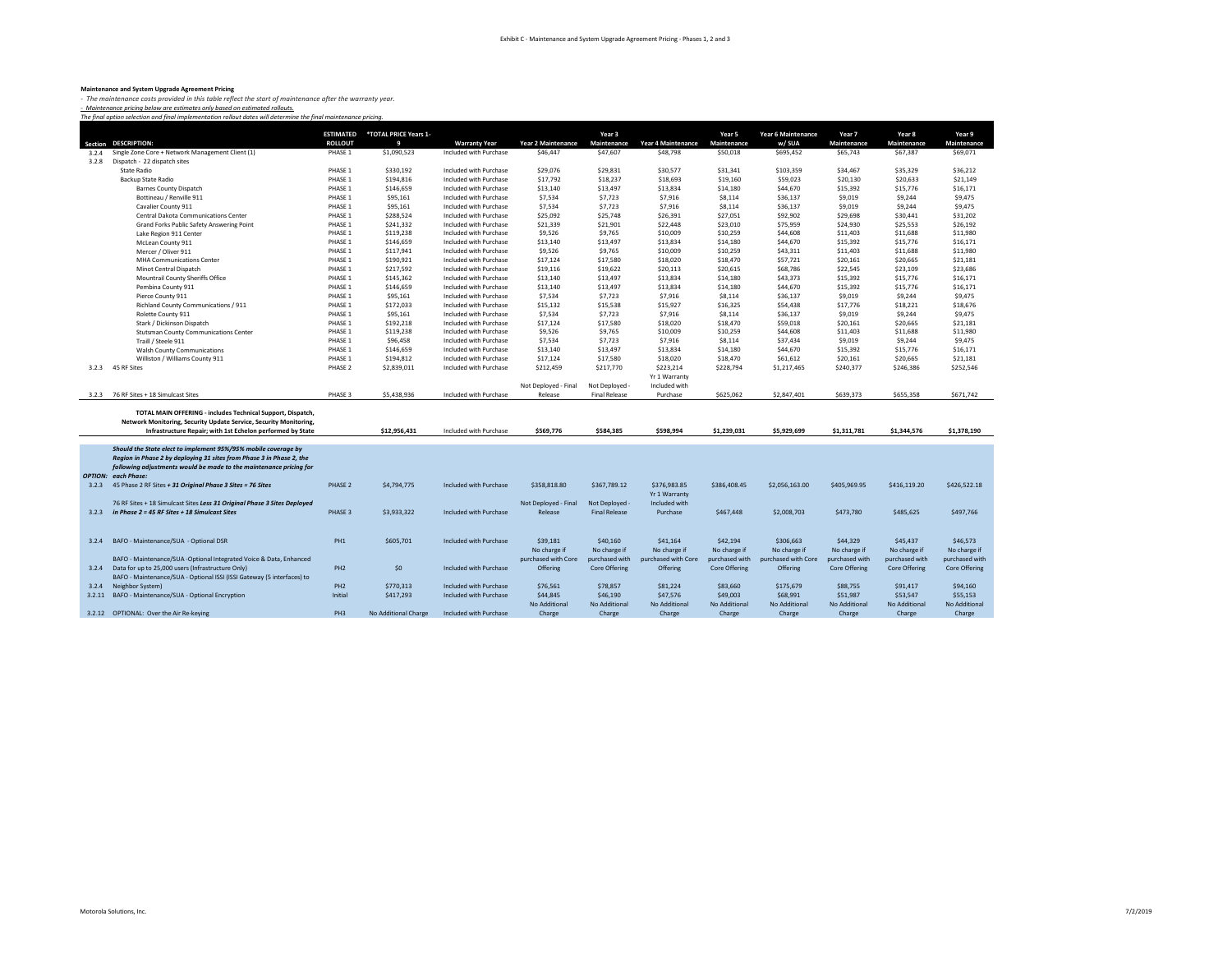Exhibit C - Maintenance and System Upgrade Agreement Pricing - Phases 1, 2 and 3

**Maintenance and System Upgrade Agreement Pricing**

*- The maintenance costs provided in this table reflect the start of maintenance after the warranty year.*

*- Maintenance pricing below are estimates only based on estimated rollouts.*

*The final option selection and final implementation rollout dates will determine the final maintenance pricing.*

| Section | DESCRIPTION: | ESTIMATED ROLLOUT | *TOTAL PRICE Years 1-9 | Warranty Year | Year 2 Maintenance | Year 3 Maintenance | Year 4 Maintenance | Year 5 Maintenance | Year 6 Maintenance w/ SUA | Year 7 Maintenance | Year 8 Maintenance | Year 9 Maintenance |
|---|---|---|---|---|---|---|---|---|---|---|---|---|
| 3.2.4 | Single Zone Core + Network Management Client (1) | PHASE 1 | $1,090,523 | Included with Purchase | $46,447 | $47,607 | $48,798 | $50,018 | $695,452 | $65,743 | $67,387 | $69,071 |
| 3.2.8 | Dispatch - 22 dispatch sites | | | | | | | | | | | |
| | State Radio | PHASE 1 | $330,192 | Included with Purchase | $29,076 | $29,831 | $30,577 | $31,341 | $103,359 | $34,467 | $35,329 | $36,212 |
| | Backup State Radio | PHASE 1 | $194,816 | Included with Purchase | $17,792 | $18,237 | $18,693 | $19,160 | $59,023 | $20,130 | $20,633 | $21,149 |
| | Barnes County Dispatch | PHASE 1 | $146,659 | Included with Purchase | $13,140 | $13,497 | $13,834 | $14,180 | $44,670 | $15,392 | $15,776 | $16,171 |
| | Bottineau / Renville 911 | PHASE 1 | $95,161 | Included with Purchase | $7,534 | $7,723 | $7,916 | $8,114 | $36,137 | $9,019 | $9,244 | $9,475 |
| | Cavalier County 911 | PHASE 1 | $95,161 | Included with Purchase | $7,534 | $7,723 | $7,916 | $8,114 | $36,137 | $9,019 | $9,244 | $9,475 |
| | Central Dakota Communications Center | PHASE 1 | $288,524 | Included with Purchase | $25,092 | $25,748 | $26,391 | $27,051 | $92,902 | $29,698 | $30,441 | $31,202 |
| | Grand Forks Public Safety Answering Point | PHASE 1 | $241,332 | Included with Purchase | $21,339 | $21,901 | $22,448 | $23,010 | $75,959 | $24,930 | $25,553 | $26,192 |
| | Lake Region 911 Center | PHASE 1 | $119,238 | Included with Purchase | $9,526 | $9,765 | $10,009 | $10,259 | $44,608 | $11,403 | $11,688 | $11,980 |
| | McLean County 911 | PHASE 1 | $146,659 | Included with Purchase | $13,140 | $13,497 | $13,834 | $14,180 | $44,670 | $15,392 | $15,776 | $16,171 |
| | Mercer / Oliver 911 | PHASE 1 | $117,941 | Included with Purchase | $9,526 | $9,765 | $10,009 | $10,259 | $43,311 | $11,403 | $11,688 | $11,980 |
| | MHA Communications Center | PHASE 1 | $190,921 | Included with Purchase | $17,124 | $17,580 | $18,020 | $18,470 | $57,721 | $20,161 | $20,665 | $21,181 |
| | Minot Central Dispatch | PHASE 1 | $217,592 | Included with Purchase | $19,116 | $19,622 | $20,113 | $20,615 | $68,786 | $22,545 | $23,109 | $23,686 |
| | Mountrail County Sheriffs Office | PHASE 1 | $145,362 | Included with Purchase | $13,140 | $13,497 | $13,834 | $14,180 | $43,373 | $15,392 | $15,776 | $16,171 |
| | Pembina County 911 | PHASE 1 | $146,659 | Included with Purchase | $13,140 | $13,497 | $13,834 | $14,180 | $44,670 | $15,392 | $15,776 | $16,171 |
| | Pierce County 911 | PHASE 1 | $95,161 | Included with Purchase | $7,534 | $7,723 | $7,916 | $8,114 | $36,137 | $9,019 | $9,244 | $9,475 |
| | Richland County Communications / 911 | PHASE 1 | $172,033 | Included with Purchase | $15,132 | $15,538 | $15,927 | $16,325 | $54,438 | $17,776 | $18,221 | $18,676 |
| | Rolette County 911 | PHASE 1 | $95,161 | Included with Purchase | $7,534 | $7,723 | $7,916 | $8,114 | $36,137 | $9,019 | $9,244 | $9,475 |
| | Stark / Dickinson Dispatch | PHASE 1 | $192,218 | Included with Purchase | $17,124 | $17,580 | $18,020 | $18,470 | $59,018 | $20,161 | $20,665 | $21,181 |
| | Stutsman County Communications Center | PHASE 1 | $119,238 | Included with Purchase | $9,526 | $9,765 | $10,009 | $10,259 | $44,608 | $11,403 | $11,688 | $11,980 |
| | Traill / Steele 911 | PHASE 1 | $96,458 | Included with Purchase | $7,534 | $7,723 | $7,916 | $8,114 | $37,434 | $9,019 | $9,244 | $9,475 |
| | Walsh County Communications | PHASE 1 | $146,659 | Included with Purchase | $13,140 | $13,497 | $13,834 | $14,180 | $44,670 | $15,392 | $15,776 | $16,171 |
| | Williston / Williams County 911 | PHASE 1 | $194,812 | Included with Purchase | $17,124 | $17,580 | $18,020 | $18,470 | $61,612 | $20,161 | $20,665 | $21,181 |
| 3.2.3 | 45 RF Sites | PHASE 2 | $2,839,011 | Included with Purchase | $212,459 | $217,770 | $223,214 | $228,794 | $1,217,465 | $240,377 | $246,386 | $252,546 |
| 3.2.3 | 76 RF Sites + 18 Simulcast Sites | PHASE 3 | $5,438,936 | Included with Purchase | Not Deployed - Final Release | Not Deployed - Final Release | Yr 1 Warranty Included with Purchase | $625,062 | $2,847,401 | $639,373 | $655,358 | $671,742 |
| | **TOTAL MAIN OFFERING - includes Technical Support, Dispatch, Network Monitoring, Security Update Service, Security Monitoring, Infrastructure Repair; with 1st Echelon performed by State** | | **$12,956,431** | Included with Purchase | **$569,776** | **$584,385** | **$598,994** | **$1,239,031** | **$5,929,699** | **$1,311,781** | **$1,344,576** | **$1,378,190** |
| ***OPTION:*** | ***Should the State elect to implement 95%/95% mobile coverage by Region in Phase 2 by deploying 31 sites from Phase 3 in Phase 2, the following adjustments would be made to the maintenance pricing for each Phase:*** | | | | | | | | | | | |
| 3.2.3 | 45 Phase 2 RF Sites ***+ 31 Original Phase 3 Sites = 76 Sites*** | PHASE 2 | $4,794,775 | Included with Purchase | $358,818.80 | $367,789.12 | $376,983.85 | $386,408.45 | $2,056,163.00 | $405,969.95 | $416,119.20 | $426,522.18 |
| 3.2.3 | 76 RF Sites + 18 Simulcast Sites ***Less 31 Original Phase 3 Sites Deployed in Phase 2 = 45 RF Sites + 18 Simulcast Sites*** | PHASE 3 | $3,933,322 | Included with Purchase | Not Deployed - Final Release | Not Deployed - Final Release | Yr 1 Warranty Included with Purchase | $467,448 | $2,008,703 | $473,780 | $485,625 | $497,766 |
| 3.2.4 | BAFO - Maintenance/SUA - Optional DSR | PH1 | $605,701 | Included with Purchase | $39,181 | $40,160 | $41,164 | $42,194 | $306,663 | $44,329 | $45,437 | $46,573 |
| 3.2.4 | BAFO - Maintenance/SUA -Optional Integrated Voice & Data, Enhanced Data for up to 25,000 users (Infrastructure Only) | PH2 | $0 | Included with Purchase | No charge if purchased with Core Offering | No charge if purchased with Core Offering | No charge if purchased with Core Offering | No charge if purchased with Core Offering | No charge if purchased with Core Offering | No charge if purchased with Core Offering | No charge if purchased with Core Offering | No charge if purchased with Core Offering |
| 3.2.4 | BAFO - Maintenance/SUA - Optional ISSI (ISSI Gateway (5 interfaces) to Neighbor System) | PH2 | $770,313 | Included with Purchase | $76,561 | $78,857 | $81,224 | $83,660 | $175,679 | $88,755 | $91,417 | $94,160 |
| 3.2.11 | BAFO - Maintenance/SUA - Optional Encryption | Initial | $417,293 | Included with Purchase | $44,845 | $46,190 | $47,576 | $49,003 | $68,991 | $51,987 | $53,547 | $55,153 |
| 3.2.12 | OPTIONAL: Over the Air Re-keying | PH3 | No Additional Charge | Included with Purchase | No Additional Charge | No Additional Charge | No Additional Charge | No Additional Charge | No Additional Charge | No Additional Charge | No Additional Charge | No Additional Charge |

Motorola Solutions, Inc. 7/2/2019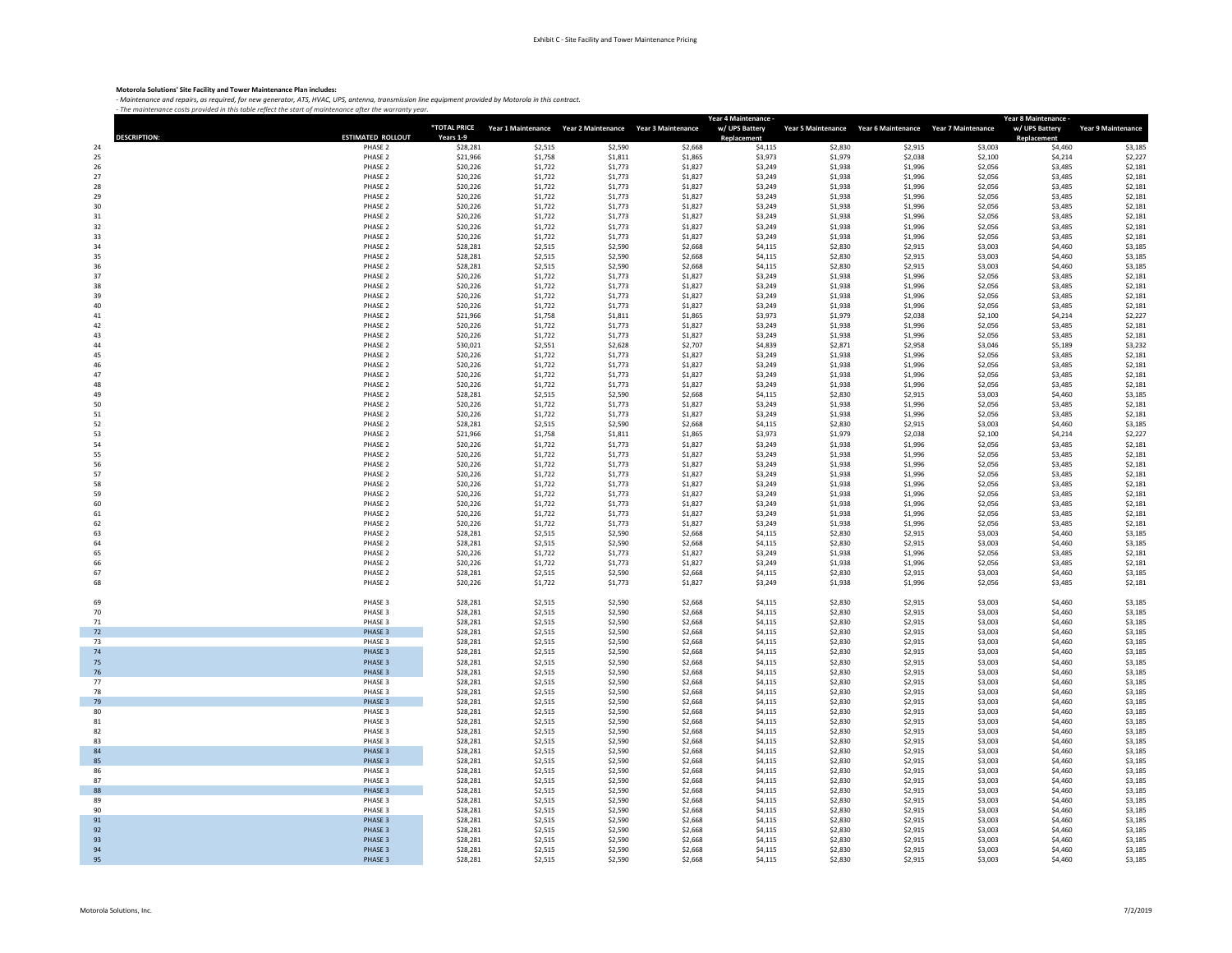Exhibit C - Site Facility and Tower Maintenance Pricing

**Motorola Solutions' Site Facility and Tower Maintenance Plan includes:**

*- Maintenance and repairs, as required, for new generator, ATS, HVAC, UPS, antenna, transmission line equipment provided by Motorola in this contract.*

*- The maintenance costs provided in this table reflect the start of maintenance after the warranty year.*

| | DESCRIPTION: | ESTIMATED ROLLOUT | *TOTAL PRICE Years 1-9 | Year 1 Maintenance | Year 2 Maintenance | Year 3 Maintenance | Year 4 Maintenance - w/ UPS Battery Replacement | Year 5 Maintenance | Year 6 Maintenance | Year 7 Maintenance | Year 8 Maintenance - w/ UPS Battery Replacement | Year 9 Maintenance |
|---|---|---|---|---|---|---|---|---|---|---|---|---|
| 24 | | PHASE 2 | $28,281 | $2,515 | $2,590 | $2,668 | $4,115 | $2,830 | $2,915 | $3,003 | $4,460 | $3,185 |
| 25 | | PHASE 2 | $21,966 | $1,758 | $1,811 | $1,865 | $3,973 | $1,979 | $2,038 | $2,100 | $4,214 | $2,227 |
| 26 | | PHASE 2 | $20,226 | $1,722 | $1,773 | $1,827 | $3,249 | $1,938 | $1,996 | $2,056 | $3,485 | $2,181 |
| 27 | | PHASE 2 | $20,226 | $1,722 | $1,773 | $1,827 | $3,249 | $1,938 | $1,996 | $2,056 | $3,485 | $2,181 |
| 28 | | PHASE 2 | $20,226 | $1,722 | $1,773 | $1,827 | $3,249 | $1,938 | $1,996 | $2,056 | $3,485 | $2,181 |
| 29 | | PHASE 2 | $20,226 | $1,722 | $1,773 | $1,827 | $3,249 | $1,938 | $1,996 | $2,056 | $3,485 | $2,181 |
| 30 | | PHASE 2 | $20,226 | $1,722 | $1,773 | $1,827 | $3,249 | $1,938 | $1,996 | $2,056 | $3,485 | $2,181 |
| 31 | | PHASE 2 | $20,226 | $1,722 | $1,773 | $1,827 | $3,249 | $1,938 | $1,996 | $2,056 | $3,485 | $2,181 |
| 32 | | PHASE 2 | $20,226 | $1,722 | $1,773 | $1,827 | $3,249 | $1,938 | $1,996 | $2,056 | $3,485 | $2,181 |
| 33 | | PHASE 2 | $20,226 | $1,722 | $1,773 | $1,827 | $3,249 | $1,938 | $1,996 | $2,056 | $3,485 | $2,181 |
| 34 | | PHASE 2 | $28,281 | $2,515 | $2,590 | $2,668 | $4,115 | $2,830 | $2,915 | $3,003 | $4,460 | $3,185 |
| 35 | | PHASE 2 | $28,281 | $2,515 | $2,590 | $2,668 | $4,115 | $2,830 | $2,915 | $3,003 | $4,460 | $3,185 |
| 36 | | PHASE 2 | $28,281 | $2,515 | $2,590 | $2,668 | $4,115 | $2,830 | $2,915 | $3,003 | $4,460 | $3,185 |
| 37 | | PHASE 2 | $20,226 | $1,722 | $1,773 | $1,827 | $3,249 | $1,938 | $1,996 | $2,056 | $3,485 | $2,181 |
| 38 | | PHASE 2 | $20,226 | $1,722 | $1,773 | $1,827 | $3,249 | $1,938 | $1,996 | $2,056 | $3,485 | $2,181 |
| 39 | | PHASE 2 | $20,226 | $1,722 | $1,773 | $1,827 | $3,249 | $1,938 | $1,996 | $2,056 | $3,485 | $2,181 |
| 40 | | PHASE 2 | $20,226 | $1,722 | $1,773 | $1,827 | $3,249 | $1,938 | $1,996 | $2,056 | $3,485 | $2,181 |
| 41 | | PHASE 2 | $21,966 | $1,758 | $1,811 | $1,865 | $3,973 | $1,979 | $2,038 | $2,100 | $4,214 | $2,227 |
| 42 | | PHASE 2 | $20,226 | $1,722 | $1,773 | $1,827 | $3,249 | $1,938 | $1,996 | $2,056 | $3,485 | $2,181 |
| 43 | | PHASE 2 | $20,226 | $1,722 | $1,773 | $1,827 | $3,249 | $1,938 | $1,996 | $2,056 | $3,485 | $2,181 |
| 44 | | PHASE 2 | $30,021 | $2,551 | $2,628 | $2,707 | $4,839 | $2,871 | $2,958 | $3,046 | $5,189 | $3,232 |
| 45 | | PHASE 2 | $20,226 | $1,722 | $1,773 | $1,827 | $3,249 | $1,938 | $1,996 | $2,056 | $3,485 | $2,181 |
| 46 | | PHASE 2 | $20,226 | $1,722 | $1,773 | $1,827 | $3,249 | $1,938 | $1,996 | $2,056 | $3,485 | $2,181 |
| 47 | | PHASE 2 | $20,226 | $1,722 | $1,773 | $1,827 | $3,249 | $1,938 | $1,996 | $2,056 | $3,485 | $2,181 |
| 48 | | PHASE 2 | $20,226 | $1,722 | $1,773 | $1,827 | $3,249 | $1,938 | $1,996 | $2,056 | $3,485 | $2,181 |
| 49 | | PHASE 2 | $28,281 | $2,515 | $2,590 | $2,668 | $4,115 | $2,830 | $2,915 | $3,003 | $4,460 | $3,185 |
| 50 | | PHASE 2 | $20,226 | $1,722 | $1,773 | $1,827 | $3,249 | $1,938 | $1,996 | $2,056 | $3,485 | $2,181 |
| 51 | | PHASE 2 | $20,226 | $1,722 | $1,773 | $1,827 | $3,249 | $1,938 | $1,996 | $2,056 | $3,485 | $2,181 |
| 52 | | PHASE 2 | $28,281 | $2,515 | $2,590 | $2,668 | $4,115 | $2,830 | $2,915 | $3,003 | $4,460 | $3,185 |
| 53 | | PHASE 2 | $21,966 | $1,758 | $1,811 | $1,865 | $3,973 | $1,979 | $2,038 | $2,100 | $4,214 | $2,227 |
| 54 | | PHASE 2 | $20,226 | $1,722 | $1,773 | $1,827 | $3,249 | $1,938 | $1,996 | $2,056 | $3,485 | $2,181 |
| 55 | | PHASE 2 | $20,226 | $1,722 | $1,773 | $1,827 | $3,249 | $1,938 | $1,996 | $2,056 | $3,485 | $2,181 |
| 56 | | PHASE 2 | $20,226 | $1,722 | $1,773 | $1,827 | $3,249 | $1,938 | $1,996 | $2,056 | $3,485 | $2,181 |
| 57 | | PHASE 2 | $20,226 | $1,722 | $1,773 | $1,827 | $3,249 | $1,938 | $1,996 | $2,056 | $3,485 | $2,181 |
| 58 | | PHASE 2 | $20,226 | $1,722 | $1,773 | $1,827 | $3,249 | $1,938 | $1,996 | $2,056 | $3,485 | $2,181 |
| 59 | | PHASE 2 | $20,226 | $1,722 | $1,773 | $1,827 | $3,249 | $1,938 | $1,996 | $2,056 | $3,485 | $2,181 |
| 60 | | PHASE 2 | $20,226 | $1,722 | $1,773 | $1,827 | $3,249 | $1,938 | $1,996 | $2,056 | $3,485 | $2,181 |
| 61 | | PHASE 2 | $20,226 | $1,722 | $1,773 | $1,827 | $3,249 | $1,938 | $1,996 | $2,056 | $3,485 | $2,181 |
| 62 | | PHASE 2 | $20,226 | $1,722 | $1,773 | $1,827 | $3,249 | $1,938 | $1,996 | $2,056 | $3,485 | $2,181 |
| 63 | | PHASE 2 | $28,281 | $2,515 | $2,590 | $2,668 | $4,115 | $2,830 | $2,915 | $3,003 | $4,460 | $3,185 |
| 64 | | PHASE 2 | $28,281 | $2,515 | $2,590 | $2,668 | $4,115 | $2,830 | $2,915 | $3,003 | $4,460 | $3,185 |
| 65 | | PHASE 2 | $20,226 | $1,722 | $1,773 | $1,827 | $3,249 | $1,938 | $1,996 | $2,056 | $3,485 | $2,181 |
| 66 | | PHASE 2 | $20,226 | $1,722 | $1,773 | $1,827 | $3,249 | $1,938 | $1,996 | $2,056 | $3,485 | $2,181 |
| 67 | | PHASE 2 | $28,281 | $2,515 | $2,590 | $2,668 | $4,115 | $2,830 | $2,915 | $3,003 | $4,460 | $3,185 |
| 68 | | PHASE 2 | $20,226 | $1,722 | $1,773 | $1,827 | $3,249 | $1,938 | $1,996 | $2,056 | $3,485 | $2,181 |
| 69 | | PHASE 3 | $28,281 | $2,515 | $2,590 | $2,668 | $4,115 | $2,830 | $2,915 | $3,003 | $4,460 | $3,185 |
| 70 | | PHASE 3 | $28,281 | $2,515 | $2,590 | $2,668 | $4,115 | $2,830 | $2,915 | $3,003 | $4,460 | $3,185 |
| 71 | | PHASE 3 | $28,281 | $2,515 | $2,590 | $2,668 | $4,115 | $2,830 | $2,915 | $3,003 | $4,460 | $3,185 |
| 72 | | PHASE 3 | $28,281 | $2,515 | $2,590 | $2,668 | $4,115 | $2,830 | $2,915 | $3,003 | $4,460 | $3,185 |
| 73 | | PHASE 3 | $28,281 | $2,515 | $2,590 | $2,668 | $4,115 | $2,830 | $2,915 | $3,003 | $4,460 | $3,185 |
| 74 | | PHASE 3 | $28,281 | $2,515 | $2,590 | $2,668 | $4,115 | $2,830 | $2,915 | $3,003 | $4,460 | $3,185 |
| 75 | | PHASE 3 | $28,281 | $2,515 | $2,590 | $2,668 | $4,115 | $2,830 | $2,915 | $3,003 | $4,460 | $3,185 |
| 76 | | PHASE 3 | $28,281 | $2,515 | $2,590 | $2,668 | $4,115 | $2,830 | $2,915 | $3,003 | $4,460 | $3,185 |
| 77 | | PHASE 3 | $28,281 | $2,515 | $2,590 | $2,668 | $4,115 | $2,830 | $2,915 | $3,003 | $4,460 | $3,185 |
| 78 | | PHASE 3 | $28,281 | $2,515 | $2,590 | $2,668 | $4,115 | $2,830 | $2,915 | $3,003 | $4,460 | $3,185 |
| 79 | | PHASE 3 | $28,281 | $2,515 | $2,590 | $2,668 | $4,115 | $2,830 | $2,915 | $3,003 | $4,460 | $3,185 |
| 80 | | PHASE 3 | $28,281 | $2,515 | $2,590 | $2,668 | $4,115 | $2,830 | $2,915 | $3,003 | $4,460 | $3,185 |
| 81 | | PHASE 3 | $28,281 | $2,515 | $2,590 | $2,668 | $4,115 | $2,830 | $2,915 | $3,003 | $4,460 | $3,185 |
| 82 | | PHASE 3 | $28,281 | $2,515 | $2,590 | $2,668 | $4,115 | $2,830 | $2,915 | $3,003 | $4,460 | $3,185 |
| 83 | | PHASE 3 | $28,281 | $2,515 | $2,590 | $2,668 | $4,115 | $2,830 | $2,915 | $3,003 | $4,460 | $3,185 |
| 84 | | PHASE 3 | $28,281 | $2,515 | $2,590 | $2,668 | $4,115 | $2,830 | $2,915 | $3,003 | $4,460 | $3,185 |
| 85 | | PHASE 3 | $28,281 | $2,515 | $2,590 | $2,668 | $4,115 | $2,830 | $2,915 | $3,003 | $4,460 | $3,185 |
| 86 | | PHASE 3 | $28,281 | $2,515 | $2,590 | $2,668 | $4,115 | $2,830 | $2,915 | $3,003 | $4,460 | $3,185 |
| 87 | | PHASE 3 | $28,281 | $2,515 | $2,590 | $2,668 | $4,115 | $2,830 | $2,915 | $3,003 | $4,460 | $3,185 |
| 88 | | PHASE 3 | $28,281 | $2,515 | $2,590 | $2,668 | $4,115 | $2,830 | $2,915 | $3,003 | $4,460 | $3,185 |
| 89 | | PHASE 3 | $28,281 | $2,515 | $2,590 | $2,668 | $4,115 | $2,830 | $2,915 | $3,003 | $4,460 | $3,185 |
| 90 | | PHASE 3 | $28,281 | $2,515 | $2,590 | $2,668 | $4,115 | $2,830 | $2,915 | $3,003 | $4,460 | $3,185 |
| 91 | | PHASE 3 | $28,281 | $2,515 | $2,590 | $2,668 | $4,115 | $2,830 | $2,915 | $3,003 | $4,460 | $3,185 |
| 92 | | PHASE 3 | $28,281 | $2,515 | $2,590 | $2,668 | $4,115 | $2,830 | $2,915 | $3,003 | $4,460 | $3,185 |
| 93 | | PHASE 3 | $28,281 | $2,515 | $2,590 | $2,668 | $4,115 | $2,830 | $2,915 | $3,003 | $4,460 | $3,185 |
| 94 | | PHASE 3 | $28,281 | $2,515 | $2,590 | $2,668 | $4,115 | $2,830 | $2,915 | $3,003 | $4,460 | $3,185 |
| 95 | | PHASE 3 | $28,281 | $2,515 | $2,590 | $2,668 | $4,115 | $2,830 | $2,915 | $3,003 | $4,460 | $3,185 |

Motorola Solutions, Inc. 7/2/2019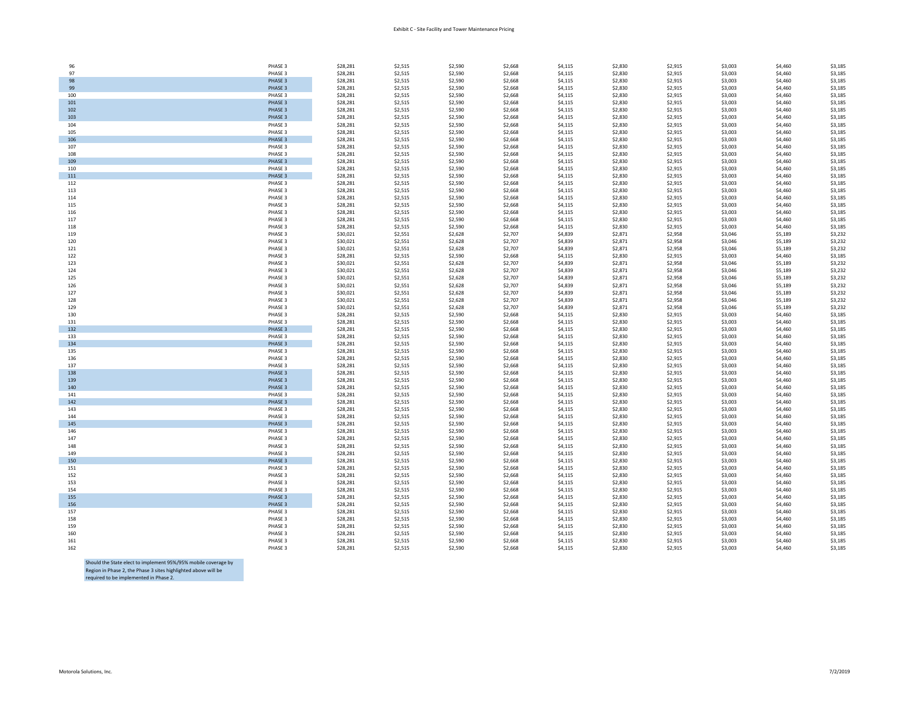# Exhibit C - Site Facility and Tower Maintenance Pricing

| | | | | | | | | | | | |
|---|---|---|---|---|---|---|---|---|---|---|---|
| 96 | PHASE 3 | $28,281 | $2,515 | $2,590 | $2,668 | $4,115 | $2,830 | $2,915 | $3,003 | $4,460 | $3,185 |
| 97 | PHASE 3 | $28,281 | $2,515 | $2,590 | $2,668 | $4,115 | $2,830 | $2,915 | $3,003 | $4,460 | $3,185 |
| 98 | PHASE 3 | $28,281 | $2,515 | $2,590 | $2,668 | $4,115 | $2,830 | $2,915 | $3,003 | $4,460 | $3,185 |
| 99 | PHASE 3 | $28,281 | $2,515 | $2,590 | $2,668 | $4,115 | $2,830 | $2,915 | $3,003 | $4,460 | $3,185 |
| 100 | PHASE 3 | $28,281 | $2,515 | $2,590 | $2,668 | $4,115 | $2,830 | $2,915 | $3,003 | $4,460 | $3,185 |
| 101 | PHASE 3 | $28,281 | $2,515 | $2,590 | $2,668 | $4,115 | $2,830 | $2,915 | $3,003 | $4,460 | $3,185 |
| 102 | PHASE 3 | $28,281 | $2,515 | $2,590 | $2,668 | $4,115 | $2,830 | $2,915 | $3,003 | $4,460 | $3,185 |
| 103 | PHASE 3 | $28,281 | $2,515 | $2,590 | $2,668 | $4,115 | $2,830 | $2,915 | $3,003 | $4,460 | $3,185 |
| 104 | PHASE 3 | $28,281 | $2,515 | $2,590 | $2,668 | $4,115 | $2,830 | $2,915 | $3,003 | $4,460 | $3,185 |
| 105 | PHASE 3 | $28,281 | $2,515 | $2,590 | $2,668 | $4,115 | $2,830 | $2,915 | $3,003 | $4,460 | $3,185 |
| 106 | PHASE 3 | $28,281 | $2,515 | $2,590 | $2,668 | $4,115 | $2,830 | $2,915 | $3,003 | $4,460 | $3,185 |
| 107 | PHASE 3 | $28,281 | $2,515 | $2,590 | $2,668 | $4,115 | $2,830 | $2,915 | $3,003 | $4,460 | $3,185 |
| 108 | PHASE 3 | $28,281 | $2,515 | $2,590 | $2,668 | $4,115 | $2,830 | $2,915 | $3,003 | $4,460 | $3,185 |
| 109 | PHASE 3 | $28,281 | $2,515 | $2,590 | $2,668 | $4,115 | $2,830 | $2,915 | $3,003 | $4,460 | $3,185 |
| 110 | PHASE 3 | $28,281 | $2,515 | $2,590 | $2,668 | $4,115 | $2,830 | $2,915 | $3,003 | $4,460 | $3,185 |
| 111 | PHASE 3 | $28,281 | $2,515 | $2,590 | $2,668 | $4,115 | $2,830 | $2,915 | $3,003 | $4,460 | $3,185 |
| 112 | PHASE 3 | $28,281 | $2,515 | $2,590 | $2,668 | $4,115 | $2,830 | $2,915 | $3,003 | $4,460 | $3,185 |
| 113 | PHASE 3 | $28,281 | $2,515 | $2,590 | $2,668 | $4,115 | $2,830 | $2,915 | $3,003 | $4,460 | $3,185 |
| 114 | PHASE 3 | $28,281 | $2,515 | $2,590 | $2,668 | $4,115 | $2,830 | $2,915 | $3,003 | $4,460 | $3,185 |
| 115 | PHASE 3 | $28,281 | $2,515 | $2,590 | $2,668 | $4,115 | $2,830 | $2,915 | $3,003 | $4,460 | $3,185 |
| 116 | PHASE 3 | $28,281 | $2,515 | $2,590 | $2,668 | $4,115 | $2,830 | $2,915 | $3,003 | $4,460 | $3,185 |
| 117 | PHASE 3 | $28,281 | $2,515 | $2,590 | $2,668 | $4,115 | $2,830 | $2,915 | $3,003 | $4,460 | $3,185 |
| 118 | PHASE 3 | $28,281 | $2,515 | $2,590 | $2,668 | $4,115 | $2,830 | $2,915 | $3,003 | $4,460 | $3,185 |
| 119 | PHASE 3 | $30,021 | $2,551 | $2,628 | $2,707 | $4,839 | $2,871 | $2,958 | $3,046 | $5,189 | $3,232 |
| 120 | PHASE 3 | $30,021 | $2,551 | $2,628 | $2,707 | $4,839 | $2,871 | $2,958 | $3,046 | $5,189 | $3,232 |
| 121 | PHASE 3 | $30,021 | $2,551 | $2,628 | $2,707 | $4,839 | $2,871 | $2,958 | $3,046 | $5,189 | $3,232 |
| 122 | PHASE 3 | $28,281 | $2,515 | $2,590 | $2,668 | $4,115 | $2,830 | $2,915 | $3,003 | $4,460 | $3,185 |
| 123 | PHASE 3 | $30,021 | $2,551 | $2,628 | $2,707 | $4,839 | $2,871 | $2,958 | $3,046 | $5,189 | $3,232 |
| 124 | PHASE 3 | $30,021 | $2,551 | $2,628 | $2,707 | $4,839 | $2,871 | $2,958 | $3,046 | $5,189 | $3,232 |
| 125 | PHASE 3 | $30,021 | $2,551 | $2,628 | $2,707 | $4,839 | $2,871 | $2,958 | $3,046 | $5,189 | $3,232 |
| 126 | PHASE 3 | $30,021 | $2,551 | $2,628 | $2,707 | $4,839 | $2,871 | $2,958 | $3,046 | $5,189 | $3,232 |
| 127 | PHASE 3 | $30,021 | $2,551 | $2,628 | $2,707 | $4,839 | $2,871 | $2,958 | $3,046 | $5,189 | $3,232 |
| 128 | PHASE 3 | $30,021 | $2,551 | $2,628 | $2,707 | $4,839 | $2,871 | $2,958 | $3,046 | $5,189 | $3,232 |
| 129 | PHASE 3 | $30,021 | $2,551 | $2,628 | $2,707 | $4,839 | $2,871 | $2,958 | $3,046 | $5,189 | $3,232 |
| 130 | PHASE 3 | $28,281 | $2,515 | $2,590 | $2,668 | $4,115 | $2,830 | $2,915 | $3,003 | $4,460 | $3,185 |
| 131 | PHASE 3 | $28,281 | $2,515 | $2,590 | $2,668 | $4,115 | $2,830 | $2,915 | $3,003 | $4,460 | $3,185 |
| 132 | PHASE 3 | $28,281 | $2,515 | $2,590 | $2,668 | $4,115 | $2,830 | $2,915 | $3,003 | $4,460 | $3,185 |
| 133 | PHASE 3 | $28,281 | $2,515 | $2,590 | $2,668 | $4,115 | $2,830 | $2,915 | $3,003 | $4,460 | $3,185 |
| 134 | PHASE 3 | $28,281 | $2,515 | $2,590 | $2,668 | $4,115 | $2,830 | $2,915 | $3,003 | $4,460 | $3,185 |
| 135 | PHASE 3 | $28,281 | $2,515 | $2,590 | $2,668 | $4,115 | $2,830 | $2,915 | $3,003 | $4,460 | $3,185 |
| 136 | PHASE 3 | $28,281 | $2,515 | $2,590 | $2,668 | $4,115 | $2,830 | $2,915 | $3,003 | $4,460 | $3,185 |
| 137 | PHASE 3 | $28,281 | $2,515 | $2,590 | $2,668 | $4,115 | $2,830 | $2,915 | $3,003 | $4,460 | $3,185 |
| 138 | PHASE 3 | $28,281 | $2,515 | $2,590 | $2,668 | $4,115 | $2,830 | $2,915 | $3,003 | $4,460 | $3,185 |
| 139 | PHASE 3 | $28,281 | $2,515 | $2,590 | $2,668 | $4,115 | $2,830 | $2,915 | $3,003 | $4,460 | $3,185 |
| 140 | PHASE 3 | $28,281 | $2,515 | $2,590 | $2,668 | $4,115 | $2,830 | $2,915 | $3,003 | $4,460 | $3,185 |
| 141 | PHASE 3 | $28,281 | $2,515 | $2,590 | $2,668 | $4,115 | $2,830 | $2,915 | $3,003 | $4,460 | $3,185 |
| 142 | PHASE 3 | $28,281 | $2,515 | $2,590 | $2,668 | $4,115 | $2,830 | $2,915 | $3,003 | $4,460 | $3,185 |
| 143 | PHASE 3 | $28,281 | $2,515 | $2,590 | $2,668 | $4,115 | $2,830 | $2,915 | $3,003 | $4,460 | $3,185 |
| 144 | PHASE 3 | $28,281 | $2,515 | $2,590 | $2,668 | $4,115 | $2,830 | $2,915 | $3,003 | $4,460 | $3,185 |
| 145 | PHASE 3 | $28,281 | $2,515 | $2,590 | $2,668 | $4,115 | $2,830 | $2,915 | $3,003 | $4,460 | $3,185 |
| 146 | PHASE 3 | $28,281 | $2,515 | $2,590 | $2,668 | $4,115 | $2,830 | $2,915 | $3,003 | $4,460 | $3,185 |
| 147 | PHASE 3 | $28,281 | $2,515 | $2,590 | $2,668 | $4,115 | $2,830 | $2,915 | $3,003 | $4,460 | $3,185 |
| 148 | PHASE 3 | $28,281 | $2,515 | $2,590 | $2,668 | $4,115 | $2,830 | $2,915 | $3,003 | $4,460 | $3,185 |
| 149 | PHASE 3 | $28,281 | $2,515 | $2,590 | $2,668 | $4,115 | $2,830 | $2,915 | $3,003 | $4,460 | $3,185 |
| 150 | PHASE 3 | $28,281 | $2,515 | $2,590 | $2,668 | $4,115 | $2,830 | $2,915 | $3,003 | $4,460 | $3,185 |
| 151 | PHASE 3 | $28,281 | $2,515 | $2,590 | $2,668 | $4,115 | $2,830 | $2,915 | $3,003 | $4,460 | $3,185 |
| 152 | PHASE 3 | $28,281 | $2,515 | $2,590 | $2,668 | $4,115 | $2,830 | $2,915 | $3,003 | $4,460 | $3,185 |
| 153 | PHASE 3 | $28,281 | $2,515 | $2,590 | $2,668 | $4,115 | $2,830 | $2,915 | $3,003 | $4,460 | $3,185 |
| 154 | PHASE 3 | $28,281 | $2,515 | $2,590 | $2,668 | $4,115 | $2,830 | $2,915 | $3,003 | $4,460 | $3,185 |
| 155 | PHASE 3 | $28,281 | $2,515 | $2,590 | $2,668 | $4,115 | $2,830 | $2,915 | $3,003 | $4,460 | $3,185 |
| 156 | PHASE 3 | $28,281 | $2,515 | $2,590 | $2,668 | $4,115 | $2,830 | $2,915 | $3,003 | $4,460 | $3,185 |
| 157 | PHASE 3 | $28,281 | $2,515 | $2,590 | $2,668 | $4,115 | $2,830 | $2,915 | $3,003 | $4,460 | $3,185 |
| 158 | PHASE 3 | $28,281 | $2,515 | $2,590 | $2,668 | $4,115 | $2,830 | $2,915 | $3,003 | $4,460 | $3,185 |
| 159 | PHASE 3 | $28,281 | $2,515 | $2,590 | $2,668 | $4,115 | $2,830 | $2,915 | $3,003 | $4,460 | $3,185 |
| 160 | PHASE 3 | $28,281 | $2,515 | $2,590 | $2,668 | $4,115 | $2,830 | $2,915 | $3,003 | $4,460 | $3,185 |
| 161 | PHASE 3 | $28,281 | $2,515 | $2,590 | $2,668 | $4,115 | $2,830 | $2,915 | $3,003 | $4,460 | $3,185 |
| 162 | PHASE 3 | $28,281 | $2,515 | $2,590 | $2,668 | $4,115 | $2,830 | $2,915 | $3,003 | $4,460 | $3,185 |

Should the State elect to implement 95%/95% mobile coverage by Region in Phase 2, the Phase 3 sites highlighted above will be required to be implemented in Phase 2.

Motorola Solutions, Inc. 7/2/2019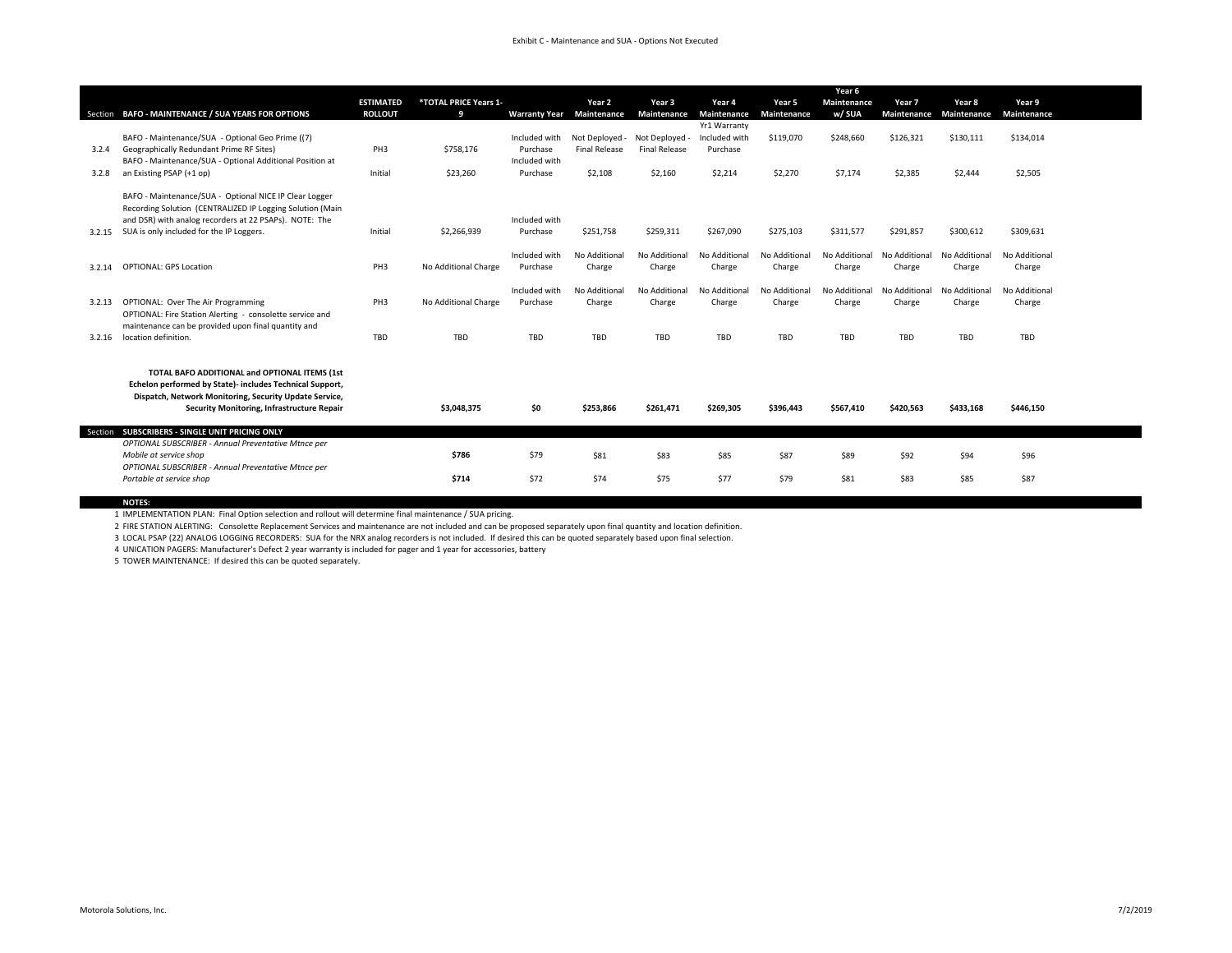Exhibit C - Maintenance and SUA - Options Not Executed

| Section | BAFO - MAINTENANCE / SUA YEARS FOR OPTIONS | ESTIMATED ROLLOUT | *TOTAL PRICE Years 1-9 | Warranty Year | Year 2 Maintenance | Year 3 Maintenance | Year 4 Maintenance | Year 5 Maintenance | Year 6 Maintenance w/ SUA | Year 7 Maintenance | Year 8 Maintenance | Year 9 Maintenance |
|---|---|---|---|---|---|---|---|---|---|---|---|---|
| 3.2.4 | BAFO - Maintenance/SUA - Optional Geo Prime ((7) Geographically Redundant Prime RF Sites) | PH3 | $758,176 | Included with Purchase | Not Deployed - Final Release | Not Deployed - Final Release | Yr1 Warranty Included with Purchase | $119,070 | $248,660 | $126,321 | $130,111 | $134,014 |
| 3.2.8 | BAFO - Maintenance/SUA - Optional Additional Position at an Existing PSAP (+1 op) | Initial | $23,260 | Included with Purchase | $2,108 | $2,160 | $2,214 | $2,270 | $7,174 | $2,385 | $2,444 | $2,505 |
| 3.2.15 | BAFO - Maintenance/SUA - Optional NICE IP Clear Logger Recording Solution (CENTRALIZED IP Logging Solution (Main and DSR) with analog recorders at 22 PSAPs). NOTE: The SUA is only included for the IP Loggers. | Initial | $2,266,939 | Included with Purchase | $251,758 | $259,311 | $267,090 | $275,103 | $311,577 | $291,857 | $300,612 | $309,631 |
| 3.2.14 | OPTIONAL: GPS Location | PH3 | No Additional Charge | Included with Purchase | No Additional Charge | No Additional Charge | No Additional Charge | No Additional Charge | No Additional Charge | No Additional Charge | No Additional Charge | No Additional Charge |
| 3.2.13 | OPTIONAL: Over The Air Programming | PH3 | No Additional Charge | Included with Purchase | No Additional Charge | No Additional Charge | No Additional Charge | No Additional Charge | No Additional Charge | No Additional Charge | No Additional Charge | No Additional Charge |
| 3.2.16 | OPTIONAL: Fire Station Alerting - consolette service and maintenance can be provided upon final quantity and location definition. | TBD | TBD | TBD | TBD | TBD | TBD | TBD | TBD | TBD | TBD | TBD |
| | **TOTAL BAFO ADDITIONAL and OPTIONAL ITEMS (1st Echelon performed by State)- includes Technical Support, Dispatch, Network Monitoring, Security Update Service, Security Monitoring, Infrastructure Repair** | | **$3,048,375** | **$0** | **$253,866** | **$261,471** | **$269,305** | **$396,443** | **$567,410** | **$420,563** | **$433,168** | **$446,150** |
| **Section** | **SUBSCRIBERS - SINGLE UNIT PRICING ONLY** | | | | | | | | | | | |
| | *OPTIONAL SUBSCRIBER - Annual Preventative Mtnce per Mobile at service shop* | | **$786** | $79 | $81 | $83 | $85 | $87 | $89 | $92 | $94 | $96 |
| | *OPTIONAL SUBSCRIBER - Annual Preventative Mtnce per Portable at service shop* | | **$714** | $72 | $74 | $75 | $77 | $79 | $81 | $83 | $85 | $87 |

**NOTES:**

1. IMPLEMENTATION PLAN: Final Option selection and rollout will determine final maintenance / SUA pricing.
2. FIRE STATION ALERTING: Consolette Replacement Services and maintenance are not included and can be proposed separately upon final quantity and location definition.
3. LOCAL PSAP (22) ANALOG LOGGING RECORDERS: SUA for the NRX analog recorders is not included. If desired this can be quoted separately based upon final selection.
4. UNICATION PAGERS: Manufacturer's Defect 2 year warranty is included for pager and 1 year for accessories, battery
5. TOWER MAINTENANCE: If desired this can be quoted separately.

Motorola Solutions, Inc. 7/2/2019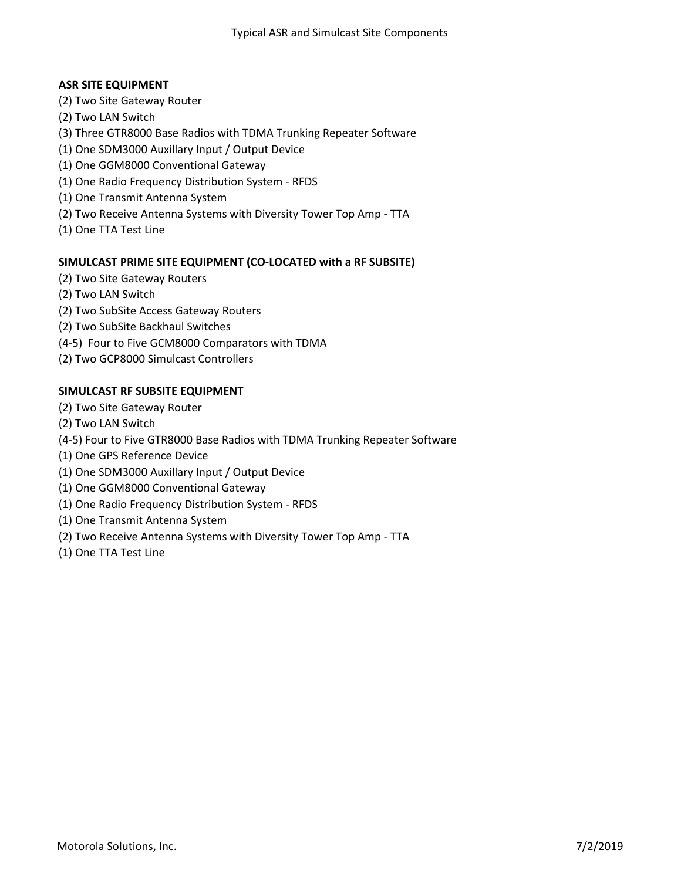# Typical ASR and Simulcast Site Components

**ASR SITE EQUIPMENT**

(2) Two Site Gateway Router
(2) Two LAN Switch
(3) Three GTR8000 Base Radios with TDMA Trunking Repeater Software
(1) One SDM3000 Auxillary Input / Output Device
(1) One GGM8000 Conventional Gateway
(1) One Radio Frequency Distribution System - RFDS
(1) One Transmit Antenna System
(2) Two Receive Antenna Systems with Diversity Tower Top Amp - TTA
(1) One TTA Test Line

**SIMULCAST PRIME SITE EQUIPMENT (CO-LOCATED with a RF SUBSITE)**

(2) Two Site Gateway Routers
(2) Two LAN Switch
(2) Two SubSite Access Gateway Routers
(2) Two SubSite Backhaul Switches
(4-5) Four to Five GCM8000 Comparators with TDMA
(2) Two GCP8000 Simulcast Controllers

**SIMULCAST RF SUBSITE EQUIPMENT**

(2) Two Site Gateway Router
(2) Two LAN Switch
(4-5) Four to Five GTR8000 Base Radios with TDMA Trunking Repeater Software
(1) One GPS Reference Device
(1) One SDM3000 Auxillary Input / Output Device
(1) One GGM8000 Conventional Gateway
(1) One Radio Frequency Distribution System - RFDS
(1) One Transmit Antenna System
(2) Two Receive Antenna Systems with Diversity Tower Top Amp - TTA
(1) One TTA Test Line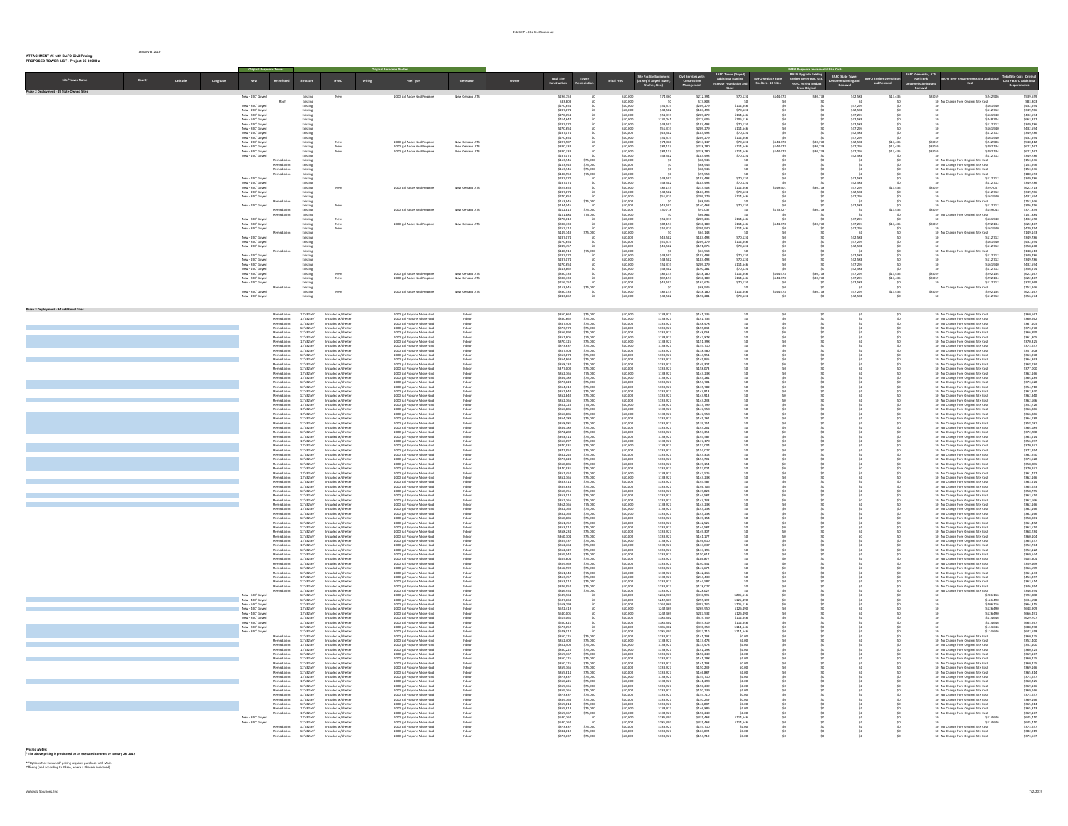Exhibit D - Site Civil Summary

January 8, 2019

**ATTACHMENT #5 with BAFO Civil Pricing**

**PROPOSED TOWER LIST - Project 25 800MHz**

| Site/Tower Name | County | Latitude | Longitude | Original Response Tower: New | Original Response Tower: Retrofitted | Structure | HVAC | Wiring | Original Response Shelter: Fuel Type | Generator | Owner | Total Site Construction | Tower Remediation | Tribal Fees | Site Facility Equipment (as Req'd Guyed Tower, Shelter, Gen) | Civil Services with Construction Management | BAFO Tower (Guyed) Additional Loading Increase Foundation and Steel | BAFO Replace State Shelters - 10 Sites | BAFO Upgrade Existing Shelter Generator, ATS, HVAC, Wiring Conduit from Original | BAFO State Tower Decommissioning and Removal | BAFO Shelter Demolition and Removal | BAFO Generator, ATS, Fuel Tank Decommissioning and Removal | BAFO New Requirements Site Additional Cost | Total Site Cost: Original Cost + BAFO Additional Requirements |
|---|---|---|---|---|---|---|---|---|---|---|---|---|---|---|---|---|---|---|---|---|---|---|---|---|

**Phase 2 Deployment - 81 State Owned Sites**

**Phase 3 Deployment - 94 Additional Sites**

**Pricing Notes:**

* The above pricing is predicated on an executed contract by January 28, 2019

* "Options Not Executed" pricing requires purchase with Main Offering (and according to Phase, where a Phase is indicated).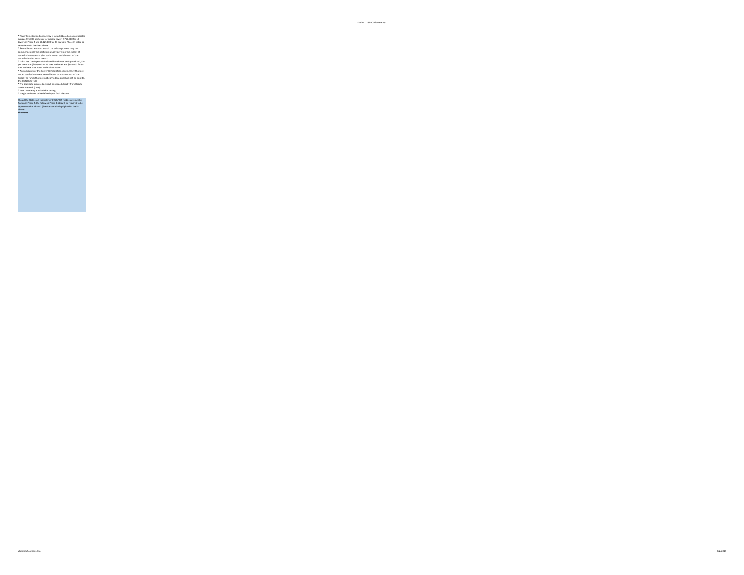* Tower Remediation Contingency is included based on an anticipated average $75,000 per tower for existing towers ($750,000 for 10 towers in Phase 2 and $6,225,000 for 83 towers in Phase 3) noted as remediation in the chart above.
* Remediation work on any of the existing towers may not commence until the parties mutually agree on the extent of remediation necessary for each tower, and the cost of the remediation for each tower.
* Tribal Fee Contingency is included based on an anticipated $10,000 per tower site ($450,000 for 45 sites in Phase 2 and $940,000 for 94 sites in Phase 3) as noted in the chart above.
* Any amounts of the Tower Remediation Contingency that are not expended on tower remediation or any amounts of the Tribal Fee funds that are not earned by, and shall not be paid to, the CONTRACTOR.
* The State is to procure backhaul, as needed, directly from Dakota Carrier Network (DCN).
* Year 1 warranty is included in pricing.
* Freight and taxes to be defined upon final selection.

Should the State elect to implement 95%/95% mobile coverage by Region in Phase 2, the following Phase 3 sites will be required to be implemented in Phase 2 (the sites are also highlighted in the list above) -

**Site Name**